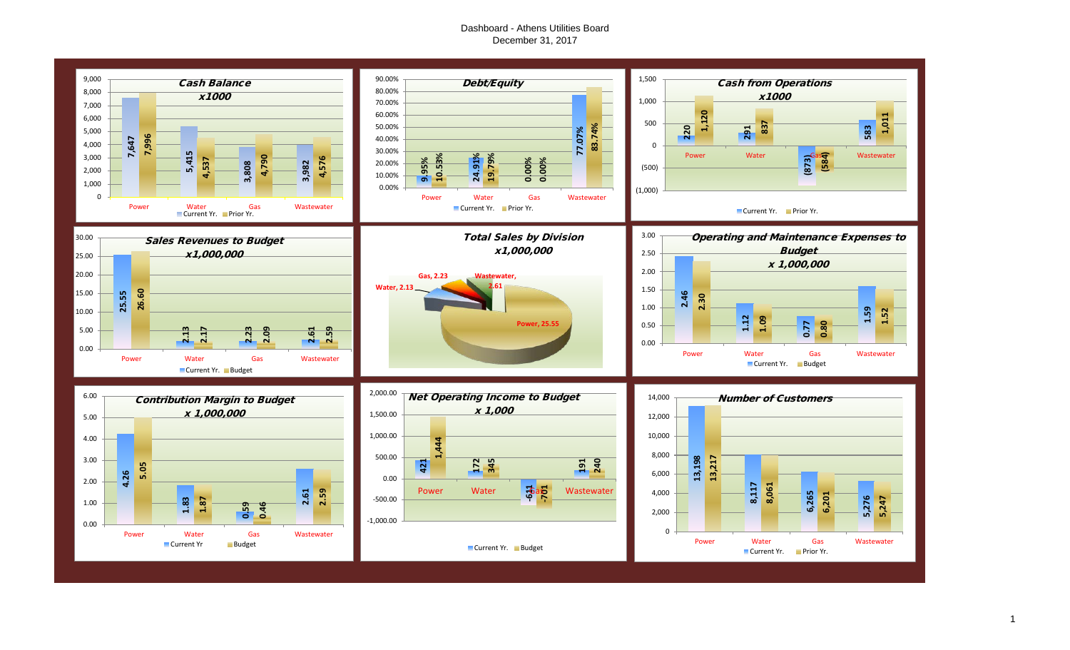# Dashboard - Athens Utilities Board

December 31, 2017

### Cash Balance x1000

| | Power | Water | Gas | Wastewater |
|---|---|---|---|---|
| Current Yr. | 7,647 | 5,415 | 3,808 | 3,982 |
| Prior Yr. | 7,996 | 4,537 | 4,790 | 4,576 |

### Debt/Equity

| | Power | Water | Gas | Wastewater |
|---|---|---|---|---|
| Current Yr. | 9.95% | 24.91% | 0.00% | 77.07% |
| Prior Yr. | 10.53% | 19.79% | 0.00% | 83.74% |

### Cash from Operations x1000

| | Power | Water | Gas | Wastewater |
|---|---|---|---|---|
| Current Yr. | 220 | 291 | (873) | 583 |
| Prior Yr. | 1,120 | 837 | (584) | 1,011 |

### Sales Revenues to Budget x1,000,000

| | Power | Water | Gas | Wastewater |
|---|---|---|---|---|
| Current Yr. | 25.55 | 2.13 | 2.23 | 2.61 |
| Budget | 26.60 | 2.17 | 2.09 | 2.59 |

### Total Sales by Division x1,000,000

| Division | Sales |
|---|---|
| Power | 25.55 |
| Water | 2.13 |
| Gas | 2.23 |
| Wastewater | 2.61 |

### Operating and Maintenance Expenses to Budget x 1,000,000

| | Power | Water | Gas | Wastewater |
|---|---|---|---|---|
| Current Yr. | 2.46 | 1.12 | 0.77 | 1.59 |
| Budget | 2.30 | 1.09 | 0.80 | 1.52 |

### Contribution Margin to Budget x 1,000,000

| | Power | Water | Gas | Wastewater |
|---|---|---|---|---|
| Current Yr | 4.26 | 1.83 | 0.59 | 2.61 |
| Budget | 5.05 | 1.87 | 0.46 | 2.59 |

### Net Operating Income to Budget x 1,000

| | Power | Water | Gas | Wastewater |
|---|---|---|---|---|
| Current Yr. | 421 | 172 | -611 | 191 |
| Budget | 1,444 | 345 | -701 | 240 |

### Number of Customers

| | Power | Water | Gas | Wastewater |
|---|---|---|---|---|
| Current Yr. | 13,198 | 8,117 | 6,265 | 5,276 |
| Prior Yr. | 13,217 | 8,061 | 6,201 | 5,247 |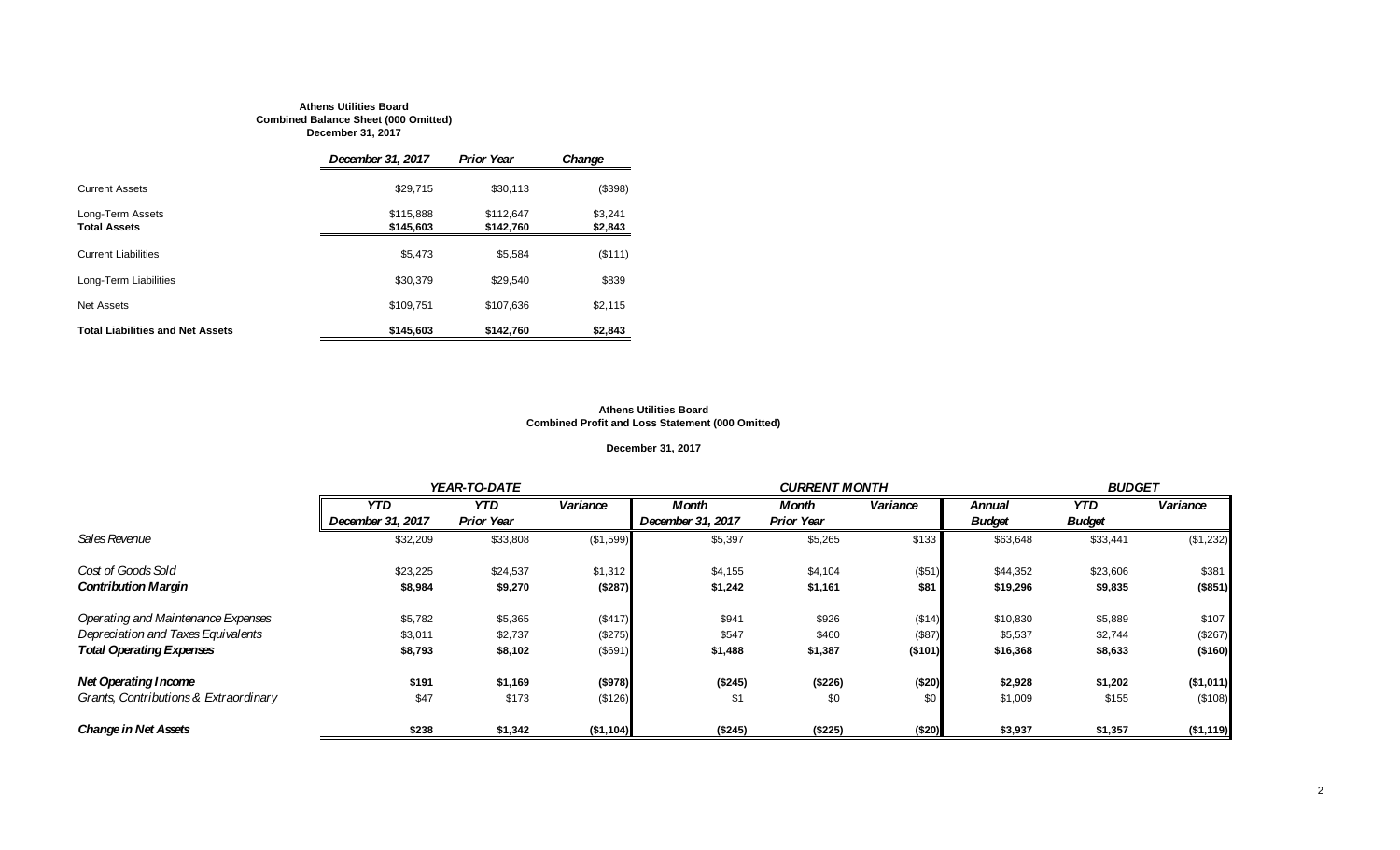**Athens Utilities Board**
**Combined Balance Sheet (000 Omitted)**
**December 31, 2017**

| | *December 31, 2017* | *Prior Year* | *Change* |
|---|---|---|---|
| Current Assets | $29,715 | $30,113 | ($398) |
| Long-Term Assets | $115,888 | $112,647 | $3,241 |
| **Total Assets** | **$145,603** | **$142,760** | **$2,843** |
| Current Liabilities | $5,473 | $5,584 | ($111) |
| Long-Term Liabilities | $30,379 | $29,540 | $839 |
| Net Assets | $109,751 | $107,636 | $2,115 |
| **Total Liabilities and Net Assets** | **$145,603** | **$142,760** | **$2,843** |

**Athens Utilities Board**
**Combined Profit and Loss Statement (000 Omitted)**

**December 31, 2017**

| | *YEAR-TO-DATE* | | | *CURRENT MONTH* | | | *BUDGET* | | |
|---|---|---|---|---|---|---|---|---|---|
| | *YTD December 31, 2017* | *YTD Prior Year* | *Variance* | *Month December 31, 2017* | *Month Prior Year* | *Variance* | *Annual Budget* | *YTD Budget* | *Variance* |
| *Sales Revenue* | $32,209 | $33,808 | ($1,599) | $5,397 | $5,265 | $133 | $63,648 | $33,441 | ($1,232) |
| *Cost of Goods Sold* | $23,225 | $24,537 | $1,312 | $4,155 | $4,104 | ($51) | $44,352 | $23,606 | $381 |
| ***Contribution Margin*** | **$8,984** | **$9,270** | **($287)** | **$1,242** | **$1,161** | **$81** | **$19,296** | **$9,835** | **($851)** |
| *Operating and Maintenance Expenses* | $5,782 | $5,365 | ($417) | $941 | $926 | ($14) | $10,830 | $5,889 | $107 |
| *Depreciation and Taxes Equivalents* | $3,011 | $2,737 | ($275) | $547 | $460 | ($87) | $5,537 | $2,744 | ($267) |
| ***Total Operating Expenses*** | **$8,793** | **$8,102** | **($691)** | **$1,488** | **$1,387** | **($101)** | **$16,368** | **$8,633** | **($160)** |
| ***Net Operating Income*** | **$191** | **$1,169** | **($978)** | **($245)** | **($226)** | **($20)** | **$2,928** | **$1,202** | **($1,011)** |
| *Grants, Contributions & Extraordinary* | $47 | $173 | ($126) | $1 | $0 | $0 | $1,009 | $155 | ($108) |
| ***Change in Net Assets*** | **$238** | **$1,342** | **($1,104)** | **($245)** | **($225)** | **($20)** | **$3,937** | **$1,357** | **($1,119)** |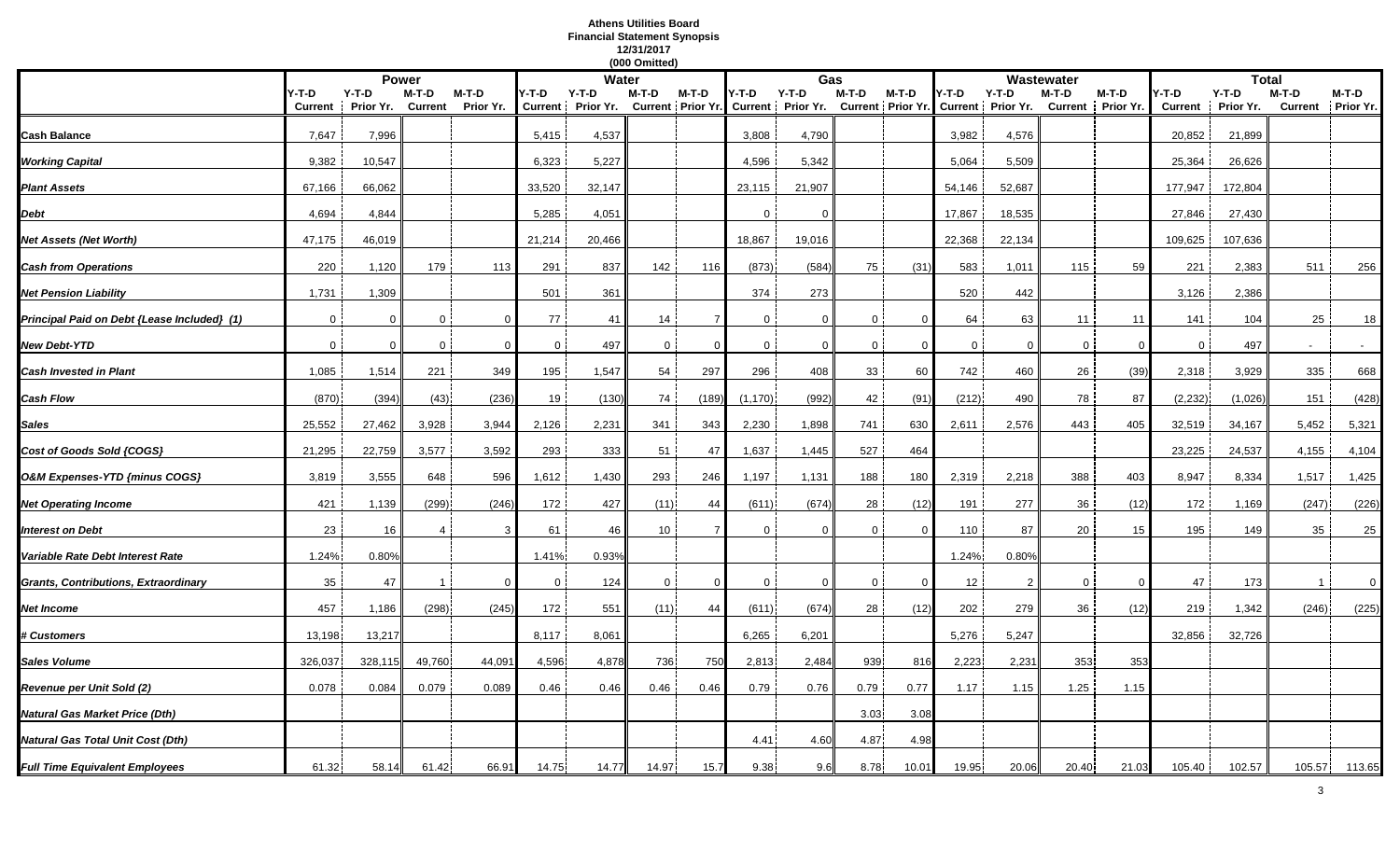**Athens Utilities Board**
**Financial Statement Synopsis**
**12/31/2017**
**(000 Omitted)**

| | Power | | | | Water | | | | Gas | | | | Wastewater | | | | Total | | | |
|---|---|---|---|---|---|---|---|---|---|---|---|---|---|---|---|---|---|---|---|---|
| | Y-T-D Current | Y-T-D Prior Yr. | M-T-D Current | M-T-D Prior Yr. | Y-T-D Current | Y-T-D Prior Yr. | M-T-D Current | M-T-D Prior Yr. | Y-T-D Current | Y-T-D Prior Yr. | M-T-D Current | M-T-D Prior Yr. | Y-T-D Current | Y-T-D Prior Yr. | M-T-D Current | M-T-D Prior Yr. | Y-T-D Current | Y-T-D Prior Yr. | M-T-D Current | M-T-D Prior Yr. |
| **Cash Balance** | 7,647 | 7,996 | | | 5,415 | 4,537 | | | 3,808 | 4,790 | | | 3,982 | 4,576 | | | 20,852 | 21,899 | | |
| ***Working Capital*** | 9,382 | 10,547 | | | 6,323 | 5,227 | | | 4,596 | 5,342 | | | 5,064 | 5,509 | | | 25,364 | 26,626 | | |
| ***Plant Assets*** | 67,166 | 66,062 | | | 33,520 | 32,147 | | | 23,115 | 21,907 | | | 54,146 | 52,687 | | | 177,947 | 172,804 | | |
| ***Debt*** | 4,694 | 4,844 | | | 5,285 | 4,051 | | | 0 | 0 | | | 17,867 | 18,535 | | | 27,846 | 27,430 | | |
| ***Net Assets (Net Worth)*** | 47,175 | 46,019 | | | 21,214 | 20,466 | | | 18,867 | 19,016 | | | 22,368 | 22,134 | | | 109,625 | 107,636 | | |
| ***Cash from Operations*** | 220 | 1,120 | 179 | 113 | 291 | 837 | 142 | 116 | (873) | (584) | 75 | (31) | 583 | 1,011 | 115 | 59 | 221 | 2,383 | 511 | 256 |
| ***Net Pension Liability*** | 1,731 | 1,309 | | | 501 | 361 | | | 374 | 273 | | | 520 | 442 | | | 3,126 | 2,386 | | |
| ***Principal Paid on Debt {Lease Included} (1)*** | 0 | 0 | 0 | 0 | 77 | 41 | 14 | 7 | 0 | 0 | 0 | 0 | 64 | 63 | 11 | 11 | 141 | 104 | 25 | 18 |
| ***New Debt-YTD*** | 0 | 0 | 0 | 0 | 0 | 497 | 0 | 0 | 0 | 0 | 0 | 0 | 0 | 0 | 0 | 0 | 0 | 497 | - | - |
| ***Cash Invested in Plant*** | 1,085 | 1,514 | 221 | 349 | 195 | 1,547 | 54 | 297 | 296 | 408 | 33 | 60 | 742 | 460 | 26 | (39) | 2,318 | 3,929 | 335 | 668 |
| ***Cash Flow*** | (870) | (394) | (43) | (236) | 19 | (130) | 74 | (189) | (1,170) | (992) | 42 | (91) | (212) | 490 | 78 | 87 | (2,232) | (1,026) | 151 | (428) |
| ***Sales*** | 25,552 | 27,462 | 3,928 | 3,944 | 2,126 | 2,231 | 341 | 343 | 2,230 | 1,898 | 741 | 630 | 2,611 | 2,576 | 443 | 405 | 32,519 | 34,167 | 5,452 | 5,321 |
| ***Cost of Goods Sold {COGS}*** | 21,295 | 22,759 | 3,577 | 3,592 | 293 | 333 | 51 | 47 | 1,637 | 1,445 | 527 | 464 | | | | | 23,225 | 24,537 | 4,155 | 4,104 |
| ***O&M Expenses-YTD {minus COGS}*** | 3,819 | 3,555 | 648 | 596 | 1,612 | 1,430 | 293 | 246 | 1,197 | 1,131 | 188 | 180 | 2,319 | 2,218 | 388 | 403 | 8,947 | 8,334 | 1,517 | 1,425 |
| ***Net Operating Income*** | 421 | 1,139 | (299) | (246) | 172 | 427 | (11) | 44 | (611) | (674) | 28 | (12) | 191 | 277 | 36 | (12) | 172 | 1,169 | (247) | (226) |
| ***Interest on Debt*** | 23 | 16 | 4 | 3 | 61 | 46 | 10 | 7 | 0 | 0 | 0 | 0 | 110 | 87 | 20 | 15 | 195 | 149 | 35 | 25 |
| ***Variable Rate Debt Interest Rate*** | 1.24% | 0.80% | | | 1.41% | 0.93% | | | | | | | 1.24% | 0.80% | | | | | | |
| ***Grants, Contributions, Extraordinary*** | 35 | 47 | 1 | 0 | 0 | 124 | 0 | 0 | 0 | 0 | 0 | 0 | 12 | 2 | 0 | 0 | 47 | 173 | 1 | 0 |
| ***Net Income*** | 457 | 1,186 | (298) | (245) | 172 | 551 | (11) | 44 | (611) | (674) | 28 | (12) | 202 | 279 | 36 | (12) | 219 | 1,342 | (246) | (225) |
| ***# Customers*** | 13,198 | 13,217 | | | 8,117 | 8,061 | | | 6,265 | 6,201 | | | 5,276 | 5,247 | | | 32,856 | 32,726 | | |
| ***Sales Volume*** | 326,037 | 328,115 | 49,760 | 44,091 | 4,596 | 4,878 | 736 | 750 | 2,813 | 2,484 | 939 | 816 | 2,223 | 2,231 | 353 | 353 | | | | |
| ***Revenue per Unit Sold (2)*** | 0.078 | 0.084 | 0.079 | 0.089 | 0.46 | 0.46 | 0.46 | 0.46 | 0.79 | 0.76 | 0.79 | 0.77 | 1.17 | 1.15 | 1.25 | 1.15 | | | | |
| ***Natural Gas Market Price (Dth)*** | | | | | | | | | | | 3.03 | 3.08 | | | | | | | | |
| ***Natural Gas Total Unit Cost (Dth)*** | | | | | | | | | 4.41 | 4.60 | 4.87 | 4.98 | | | | | | | | |
| ***Full Time Equivalent Employees*** | 61.32 | 58.14 | 61.42 | 66.91 | 14.75 | 14.77 | 14.97 | 15.7 | 9.38 | 9.6 | 8.78 | 10.01 | 19.95 | 20.06 | 20.40 | 21.03 | 105.40 | 102.57 | 105.57 | 113.65 |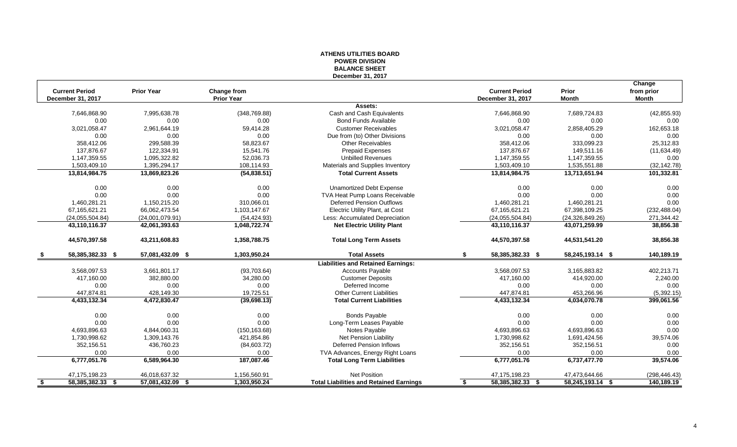# ATHENS UTILITIES BOARD
## POWER DIVISION
## BALANCE SHEET
### December 31, 2017

| Current Period December 31, 2017 | Prior Year | Change from Prior Year | | Current Period December 31, 2017 | Prior Month | Change from prior Month |
|---|---|---|---|---|---|---|
| | | | **Assets:** | | | |
| 7,646,868.90 | 7,995,638.78 | (348,769.88) | Cash and Cash Equivalents | 7,646,868.90 | 7,689,724.83 | (42,855.93) |
| 0.00 | 0.00 | 0.00 | Bond Funds Available | 0.00 | 0.00 | 0.00 |
| 3,021,058.47 | 2,961,644.19 | 59,414.28 | Customer Receivables | 3,021,058.47 | 2,858,405.29 | 162,653.18 |
| 0.00 | 0.00 | 0.00 | Due from (to) Other Divisions | 0.00 | 0.00 | 0.00 |
| 358,412.06 | 299,588.39 | 58,823.67 | Other Receivables | 358,412.06 | 333,099.23 | 25,312.83 |
| 137,876.67 | 122,334.91 | 15,541.76 | Prepaid Expenses | 137,876.67 | 149,511.16 | (11,634.49) |
| 1,147,359.55 | 1,095,322.82 | 52,036.73 | Unbilled Revenues | 1,147,359.55 | 1,147,359.55 | 0.00 |
| 1,503,409.10 | 1,395,294.17 | 108,114.93 | Materials and Supplies Inventory | 1,503,409.10 | 1,535,551.88 | (32,142.78) |
| **13,814,984.75** | **13,869,823.26** | **(54,838.51)** | **Total Current Assets** | **13,814,984.75** | **13,713,651.94** | **101,332.81** |
| 0.00 | 0.00 | 0.00 | Unamortized Debt Expense | 0.00 | 0.00 | 0.00 |
| 0.00 | 0.00 | 0.00 | TVA Heat Pump Loans Receivable | 0.00 | 0.00 | 0.00 |
| 1,460,281.21 | 1,150,215.20 | 310,066.01 | Deferred Pension Outflows | 1,460,281.21 | 1,460,281.21 | 0.00 |
| 67,165,621.21 | 66,062,473.54 | 1,103,147.67 | Electric Utility Plant, at Cost | 67,165,621.21 | 67,398,109.25 | (232,488.04) |
| (24,055,504.84) | (24,001,079.91) | (54,424.93) | Less: Accumulated Depreciation | (24,055,504.84) | (24,326,849.26) | 271,344.42 |
| **43,110,116.37** | **42,061,393.63** | **1,048,722.74** | **Net Electric Utility Plant** | **43,110,116.37** | **43,071,259.99** | **38,856.38** |
| **44,570,397.58** | **43,211,608.83** | **1,358,788.75** | **Total Long Term Assets** | **44,570,397.58** | **44,531,541.20** | **38,856.38** |
| **$ 58,385,382.33** | **$ 57,081,432.09** | **$ 1,303,950.24** | **Total Assets** | **$ 58,385,382.33** | **$ 58,245,193.14** | **$ 140,189.19** |
| | | | **Liabilities and Retained Earnings:** | | | |
| 3,568,097.53 | 3,661,801.17 | (93,703.64) | Accounts Payable | 3,568,097.53 | 3,165,883.82 | 402,213.71 |
| 417,160.00 | 382,880.00 | 34,280.00 | Customer Deposits | 417,160.00 | 414,920.00 | 2,240.00 |
| 0.00 | 0.00 | 0.00 | Deferred Income | 0.00 | 0.00 | 0.00 |
| 447,874.81 | 428,149.30 | 19,725.51 | Other Current Liabilities | 447,874.81 | 453,266.96 | (5,392.15) |
| **4,433,132.34** | **4,472,830.47** | **(39,698.13)** | **Total Current Liabilities** | **4,433,132.34** | **4,034,070.78** | **399,061.56** |
| 0.00 | 0.00 | 0.00 | Bonds Payable | 0.00 | 0.00 | 0.00 |
| 0.00 | 0.00 | 0.00 | Long-Term Leases Payable | 0.00 | 0.00 | 0.00 |
| 4,693,896.63 | 4,844,060.31 | (150,163.68) | Notes Payable | 4,693,896.63 | 4,693,896.63 | 0.00 |
| 1,730,998.62 | 1,309,143.76 | 421,854.86 | Net Pension Liability | 1,730,998.62 | 1,691,424.56 | 39,574.06 |
| 352,156.51 | 436,760.23 | (84,603.72) | Deferred Pension Inflows | 352,156.51 | 352,156.51 | 0.00 |
| 0.00 | 0.00 | 0.00 | TVA Advances, Energy Right Loans | 0.00 | 0.00 | 0.00 |
| **6,777,051.76** | **6,589,964.30** | **187,087.46** | **Total Long Term Liabilities** | **6,777,051.76** | **6,737,477.70** | **39,574.06** |
| 47,175,198.23 | 46,018,637.32 | 1,156,560.91 | Net Position | 47,175,198.23 | 47,473,644.66 | (298,446.43) |
| **$ 58,385,382.33** | **$ 57,081,432.09** | **$ 1,303,950.24** | **Total Liabilities and Retained Earnings** | **$ 58,385,382.33** | **$ 58,245,193.14** | **$ 140,189.19** |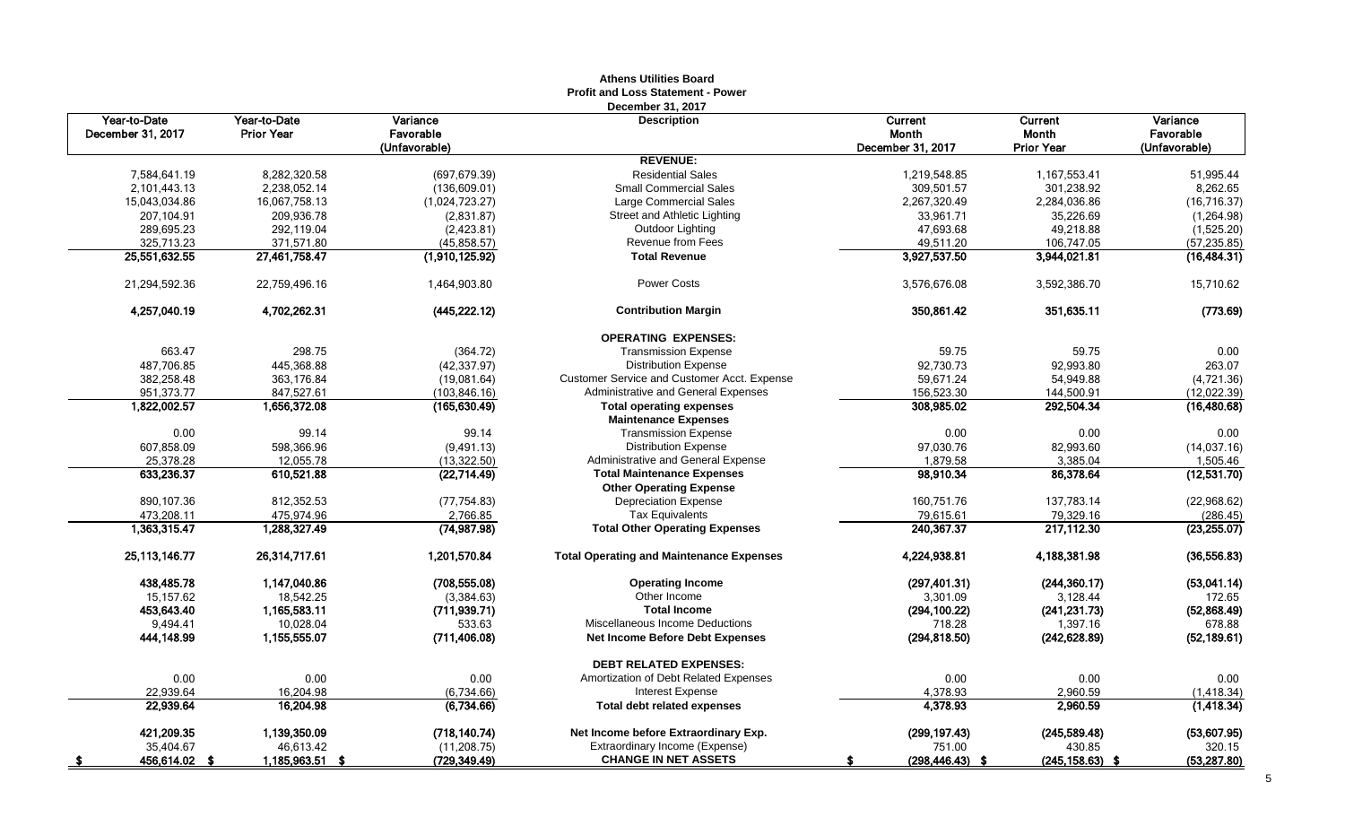# Athens Utilities Board

## Profit and Loss Statement - Power

### December 31, 2017

| Year-to-Date December 31, 2017 | Year-to-Date Prior Year | Variance Favorable (Unfavorable) | Description | Current Month December 31, 2017 | Current Month Prior Year | Variance Favorable (Unfavorable) |
|---|---|---|---|---|---|---|
| | | | **REVENUE:** | | | |
| 7,584,641.19 | 8,282,320.58 | (697,679.39) | Residential Sales | 1,219,548.85 | 1,167,553.41 | 51,995.44 |
| 2,101,443.13 | 2,238,052.14 | (136,609.01) | Small Commercial Sales | 309,501.57 | 301,238.92 | 8,262.65 |
| 15,043,034.86 | 16,067,758.13 | (1,024,723.27) | Large Commercial Sales | 2,267,320.49 | 2,284,036.86 | (16,716.37) |
| 207,104.91 | 209,936.78 | (2,831.87) | Street and Athletic Lighting | 33,961.71 | 35,226.69 | (1,264.98) |
| 289,695.23 | 292,119.04 | (2,423.81) | Outdoor Lighting | 47,693.68 | 49,218.88 | (1,525.20) |
| 325,713.23 | 371,571.80 | (45,858.57) | Revenue from Fees | 49,511.20 | 106,747.05 | (57,235.85) |
| **25,551,632.55** | **27,461,758.47** | **(1,910,125.92)** | **Total Revenue** | **3,927,537.50** | **3,944,021.81** | **(16,484.31)** |
| 21,294,592.36 | 22,759,496.16 | 1,464,903.80 | Power Costs | 3,576,676.08 | 3,592,386.70 | 15,710.62 |
| **4,257,040.19** | **4,702,262.31** | **(445,222.12)** | **Contribution Margin** | **350,861.42** | **351,635.11** | **(773.69)** |
| | | | **OPERATING EXPENSES:** | | | |
| 663.47 | 298.75 | (364.72) | Transmission Expense | 59.75 | 59.75 | 0.00 |
| 487,706.85 | 445,368.88 | (42,337.97) | Distribution Expense | 92,730.73 | 92,993.80 | 263.07 |
| 382,258.48 | 363,176.84 | (19,081.64) | Customer Service and Customer Acct. Expense | 59,671.24 | 54,949.88 | (4,721.36) |
| 951,373.77 | 847,527.61 | (103,846.16) | Administrative and General Expenses | 156,523.30 | 144,500.91 | (12,022.39) |
| **1,822,002.57** | **1,656,372.08** | **(165,630.49)** | **Total operating expenses** | **308,985.02** | **292,504.34** | **(16,480.68)** |
| | | | **Maintenance Expenses** | | | |
| 0.00 | 99.14 | 99.14 | Transmission Expense | 0.00 | 0.00 | 0.00 |
| 607,858.09 | 598,366.96 | (9,491.13) | Distribution Expense | 97,030.76 | 82,993.60 | (14,037.16) |
| 25,378.28 | 12,055.78 | (13,322.50) | Administrative and General Expense | 1,879.58 | 3,385.04 | 1,505.46 |
| **633,236.37** | **610,521.88** | **(22,714.49)** | **Total Maintenance Expenses** | **98,910.34** | **86,378.64** | **(12,531.70)** |
| | | | **Other Operating Expense** | | | |
| 890,107.36 | 812,352.53 | (77,754.83) | Depreciation Expense | 160,751.76 | 137,783.14 | (22,968.62) |
| 473,208.11 | 475,974.96 | 2,766.85 | Tax Equivalents | 79,615.61 | 79,329.16 | (286.45) |
| **1,363,315.47** | **1,288,327.49** | **(74,987.98)** | **Total Other Operating Expenses** | **240,367.37** | **217,112.30** | **(23,255.07)** |
| **25,113,146.77** | **26,314,717.61** | **1,201,570.84** | **Total Operating and Maintenance Expenses** | **4,224,938.81** | **4,188,381.98** | **(36,556.83)** |
| **438,485.78** | **1,147,040.86** | **(708,555.08)** | **Operating Income** | **(297,401.31)** | **(244,360.17)** | **(53,041.14)** |
| 15,157.62 | 18,542.25 | (3,384.63) | Other Income | 3,301.09 | 3,128.44 | 172.65 |
| **453,643.40** | **1,165,583.11** | **(711,939.71)** | **Total Income** | **(294,100.22)** | **(241,231.73)** | **(52,868.49)** |
| 9,494.41 | 10,028.04 | 533.63 | Miscellaneous Income Deductions | 718.28 | 1,397.16 | 678.88 |
| **444,148.99** | **1,155,555.07** | **(711,406.08)** | **Net Income Before Debt Expenses** | **(294,818.50)** | **(242,628.89)** | **(52,189.61)** |
| | | | **DEBT RELATED EXPENSES:** | | | |
| 0.00 | 0.00 | 0.00 | Amortization of Debt Related Expenses | 0.00 | 0.00 | 0.00 |
| 22,939.64 | 16,204.98 | (6,734.66) | Interest Expense | 4,378.93 | 2,960.59 | (1,418.34) |
| **22,939.64** | **16,204.98** | **(6,734.66)** | **Total debt related expenses** | **4,378.93** | **2,960.59** | **(1,418.34)** |
| **421,209.35** | **1,139,350.09** | **(718,140.74)** | **Net Income before Extraordinary Exp.** | **(299,197.43)** | **(245,589.48)** | **(53,607.95)** |
| 35,404.67 | 46,613.42 | (11,208.75) | Extraordinary Income (Expense) | 751.00 | 430.85 | 320.15 |
| **$ 456,614.02** | **$ 1,185,963.51** | **$ (729,349.49)** | **CHANGE IN NET ASSETS** | **$ (298,446.43)** | **$ (245,158.63)** | **$ (53,287.80)** |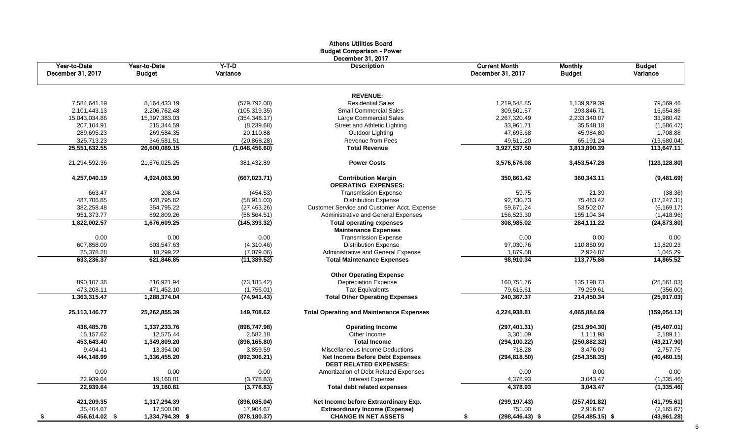# Athens Utilities Board
## Budget Comparison - Power
### December 31, 2017

| Year-to-Date December 31, 2017 | Year-to-Date Budget | Y-T-D Variance | Description | Current Month December 31, 2017 | Monthly Budget | Budget Variance |
|---|---|---|---|---|---|---|
| | | | **REVENUE:** | | | |
| 7,584,641.19 | 8,164,433.19 | (579,792.00) | Residential Sales | 1,219,548.85 | 1,139,979.39 | 79,569.46 |
| 2,101,443.13 | 2,206,762.48 | (105,319.35) | Small Commercial Sales | 309,501.57 | 293,846.71 | 15,654.86 |
| 15,043,034.86 | 15,397,383.03 | (354,348.17) | Large Commercial Sales | 2,267,320.49 | 2,233,340.07 | 33,980.42 |
| 207,104.91 | 215,344.59 | (8,239.68) | Street and Athletic Lighting | 33,961.71 | 35,548.18 | (1,586.47) |
| 289,695.23 | 269,584.35 | 20,110.88 | Outdoor Lighting | 47,693.68 | 45,984.80 | 1,708.88 |
| 325,713.23 | 346,581.51 | (20,868.28) | Revenue from Fees | 49,511.20 | 65,191.24 | (15,680.04) |
| **25,551,632.55** | **26,600,089.15** | **(1,048,456.60)** | **Total Revenue** | **3,927,537.50** | **3,813,890.39** | **113,647.11** |
| 21,294,592.36 | 21,676,025.25 | 381,432.89 | **Power Costs** | **3,576,676.08** | **3,453,547.28** | **(123,128.80)** |
| **4,257,040.19** | **4,924,063.90** | **(667,023.71)** | **Contribution Margin** | **350,861.42** | **360,343.11** | **(9,481.69)** |
| | | | **OPERATING EXPENSES:** | | | |
| 663.47 | 208.94 | (454.53) | Transmission Expense | 59.75 | 21.39 | (38.36) |
| 487,706.85 | 428,795.82 | (58,911.03) | Distribution Expense | 92,730.73 | 75,483.42 | (17,247.31) |
| 382,258.48 | 354,795.22 | (27,463.26) | Customer Service and Customer Acct. Expense | 59,671.24 | 53,502.07 | (6,169.17) |
| 951,373.77 | 892,809.26 | (58,564.51) | Administrative and General Expenses | 156,523.30 | 155,104.34 | (1,418.96) |
| **1,822,002.57** | **1,676,609.25** | **(145,393.32)** | **Total operating expenses** | **308,985.02** | **284,111.22** | **(24,873.80)** |
| | | | **Maintenance Expenses** | | | |
| 0.00 | 0.00 | 0.00 | Transmission Expense | 0.00 | 0.00 | 0.00 |
| 607,858.09 | 603,547.63 | (4,310.46) | Distribution Expense | 97,030.76 | 110,850.99 | 13,820.23 |
| 25,378.28 | 18,299.22 | (7,079.06) | Administrative and General Expense | 1,879.58 | 2,924.87 | 1,045.29 |
| **633,236.37** | **621,846.85** | **(11,389.52)** | **Total Maintenance Expenses** | **98,910.34** | **113,775.86** | **14,865.52** |
| | | | **Other Operating Expense** | | | |
| 890,107.36 | 816,921.94 | (73,185.42) | Depreciation Expense | 160,751.76 | 135,190.73 | (25,561.03) |
| 473,208.11 | 471,452.10 | (1,756.01) | Tax Equivalents | 79,615.61 | 79,259.61 | (356.00) |
| **1,363,315.47** | **1,288,374.04** | **(74,941.43)** | **Total Other Operating Expenses** | **240,367.37** | **214,450.34** | **(25,917.03)** |
| **25,113,146.77** | **25,262,855.39** | **149,708.62** | **Total Operating and Maintenance Expenses** | **4,224,938.81** | **4,065,884.69** | **(159,054.12)** |
| **438,485.78** | **1,337,233.76** | **(898,747.98)** | **Operating Income** | **(297,401.31)** | **(251,994.30)** | **(45,407.01)** |
| 15,157.62 | 12,575.44 | 2,582.18 | Other Income | 3,301.09 | 1,111.98 | 2,189.11 |
| **453,643.40** | **1,349,809.20** | **(896,165.80)** | **Total Income** | **(294,100.22)** | **(250,882.32)** | **(43,217.90)** |
| 9,494.41 | 13,354.00 | 3,859.59 | Miscellaneous Income Deductions | 718.28 | 3,476.03 | 2,757.75 |
| **444,148.99** | **1,336,455.20** | **(892,306.21)** | **Net Income Before Debt Expenses** | **(294,818.50)** | **(254,358.35)** | **(40,460.15)** |
| | | | **DEBT RELATED EXPENSES:** | | | |
| 0.00 | 0.00 | 0.00 | Amortization of Debt Related Expenses | 0.00 | 0.00 | 0.00 |
| 22,939.64 | 19,160.81 | (3,778.83) | Interest Expense | 4,378.93 | 3,043.47 | (1,335.46) |
| **22,939.64** | **19,160.81** | **(3,778.83)** | **Total debt related expenses** | **4,378.93** | **3,043.47** | **(1,335.46)** |
| **421,209.35** | **1,317,294.39** | **(896,085.04)** | **Net Income before Extraordinary Exp.** | **(299,197.43)** | **(257,401.82)** | **(41,795.61)** |
| 35,404.67 | 17,500.00 | 17,904.67 | **Extraordinary Income (Expense)** | 751.00 | 2,916.67 | (2,165.67) |
| $ 456,614.02 | $ 1,334,794.39 | $ (878,180.37) | **CHANGE IN NET ASSETS** | $ (298,446.43) | $ (254,485.15) | $ (43,961.28) |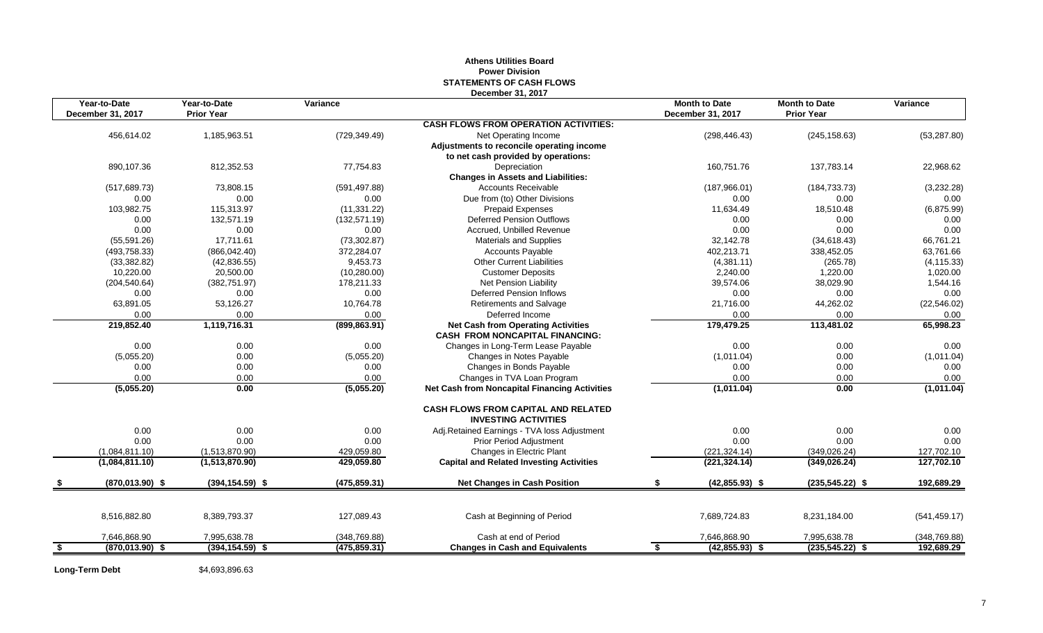# Athens Utilities Board
## Power Division
## STATEMENTS OF CASH FLOWS
### December 31, 2017

| Year-to-Date December 31, 2017 | Year-to-Date Prior Year | Variance | | Month to Date December 31, 2017 | Month to Date Prior Year | Variance |
|---|---|---|---|---|---|---|
| | | | **CASH FLOWS FROM OPERATION ACTIVITIES:** | | | |
| 456,614.02 | 1,185,963.51 | (729,349.49) | Net Operating Income | (298,446.43) | (245,158.63) | (53,287.80) |
| | | | **Adjustments to reconcile operating income** | | | |
| | | | **to net cash provided by operations:** | | | |
| 890,107.36 | 812,352.53 | 77,754.83 | Depreciation | 160,751.76 | 137,783.14 | 22,968.62 |
| | | | **Changes in Assets and Liabilities:** | | | |
| (517,689.73) | 73,808.15 | (591,497.88) | Accounts Receivable | (187,966.01) | (184,733.73) | (3,232.28) |
| 0.00 | 0.00 | 0.00 | Due from (to) Other Divisions | 0.00 | 0.00 | 0.00 |
| 103,982.75 | 115,313.97 | (11,331.22) | Prepaid Expenses | 11,634.49 | 18,510.48 | (6,875.99) |
| 0.00 | 132,571.19 | (132,571.19) | Deferred Pension Outflows | 0.00 | 0.00 | 0.00 |
| 0.00 | 0.00 | 0.00 | Accrued, Unbilled Revenue | 0.00 | 0.00 | 0.00 |
| (55,591.26) | 17,711.61 | (73,302.87) | Materials and Supplies | 32,142.78 | (34,618.43) | 66,761.21 |
| (493,758.33) | (866,042.40) | 372,284.07 | Accounts Payable | 402,213.71 | 338,452.05 | 63,761.66 |
| (33,382.82) | (42,836.55) | 9,453.73 | Other Current Liabilities | (4,381.11) | (265.78) | (4,115.33) |
| 10,220.00 | 20,500.00 | (10,280.00) | Customer Deposits | 2,240.00 | 1,220.00 | 1,020.00 |
| (204,540.64) | (382,751.97) | 178,211.33 | Net Pension Liability | 39,574.06 | 38,029.90 | 1,544.16 |
| 0.00 | 0.00 | 0.00 | Deferred Pension Inflows | 0.00 | 0.00 | 0.00 |
| 63,891.05 | 53,126.27 | 10,764.78 | Retirements and Salvage | 21,716.00 | 44,262.02 | (22,546.02) |
| 0.00 | 0.00 | 0.00 | Deferred Income | 0.00 | 0.00 | 0.00 |
| **219,852.40** | **1,119,716.31** | **(899,863.91)** | **Net Cash from Operating Activities** | **179,479.25** | **113,481.02** | **65,998.23** |
| | | | **CASH FROM NONCAPITAL FINANCING:** | | | |
| 0.00 | 0.00 | 0.00 | Changes in Long-Term Lease Payable | 0.00 | 0.00 | 0.00 |
| (5,055.20) | 0.00 | (5,055.20) | Changes in Notes Payable | (1,011.04) | 0.00 | (1,011.04) |
| 0.00 | 0.00 | 0.00 | Changes in Bonds Payable | 0.00 | 0.00 | 0.00 |
| 0.00 | 0.00 | 0.00 | Changes in TVA Loan Program | 0.00 | 0.00 | 0.00 |
| **(5,055.20)** | **0.00** | **(5,055.20)** | **Net Cash from Noncapital Financing Activities** | **(1,011.04)** | **0.00** | **(1,011.04)** |
| | | | **CASH FLOWS FROM CAPITAL AND RELATED INVESTING ACTIVITIES** | | | |
| 0.00 | 0.00 | 0.00 | Adj.Retained Earnings - TVA loss Adjustment | 0.00 | 0.00 | 0.00 |
| 0.00 | 0.00 | 0.00 | Prior Period Adjustment | 0.00 | 0.00 | 0.00 |
| (1,084,811.10) | (1,513,870.90) | 429,059.80 | Changes in Electric Plant | (221,324.14) | (349,026.24) | 127,702.10 |
| **(1,084,811.10)** | **(1,513,870.90)** | **429,059.80** | **Capital and Related Investing Activities** | **(221,324.14)** | **(349,026.24)** | **127,702.10** |
| **$ (870,013.90) $** | **(394,154.59) $** | **(475,859.31)** | **Net Changes in Cash Position** | **$ (42,855.93) $** | **(235,545.22) $** | **192,689.29** |
| 8,516,882.80 | 8,389,793.37 | 127,089.43 | Cash at Beginning of Period | 7,689,724.83 | 8,231,184.00 | (541,459.17) |
| 7,646,868.90 | 7,995,638.78 | (348,769.88) | Cash at end of Period | 7,646,868.90 | 7,995,638.78 | (348,769.88) |
| **$ (870,013.90) $** | **(394,154.59) $** | **(475,859.31)** | **Changes in Cash and Equivalents** | **$ (42,855.93) $** | **(235,545.22) $** | **192,689.29** |

**Long-Term Debt** $4,693,896.63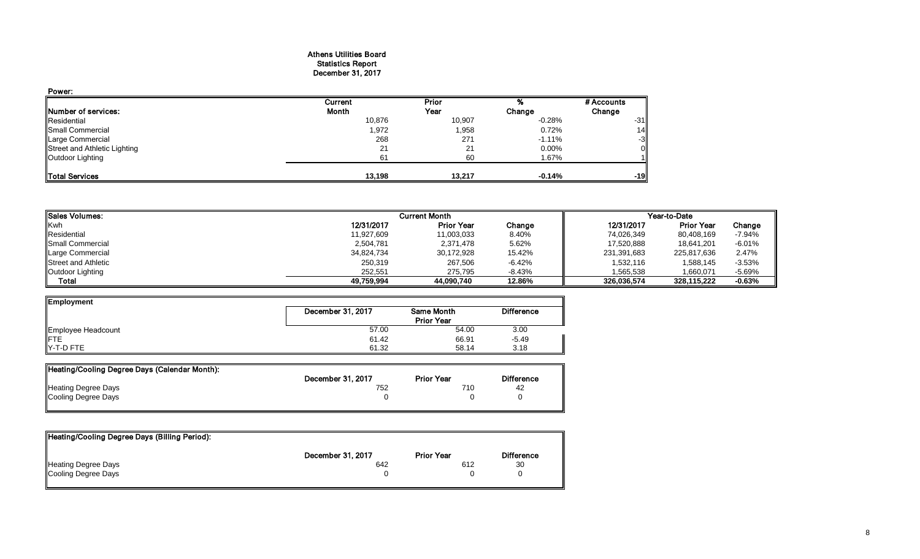# Athens Utilities Board
## Statistics Report
## December 31, 2017

**Power:**

| Number of services: | Current Month | Prior Year | % Change | # Accounts Change |
|---|---|---|---|---|
| Residential | 10,876 | 10,907 | -0.28% | -31 |
| Small Commercial | 1,972 | 1,958 | 0.72% | 14 |
| Large Commercial | 268 | 271 | -1.11% | -3 |
| Street and Athletic Lighting | 21 | 21 | 0.00% | 0 |
| Outdoor Lighting | 61 | 60 | 1.67% | 1 |
| **Total Services** | **13,198** | **13,217** | **-0.14%** | **-19** |

| Sales Volumes: | Current Month | | | Year-to-Date | | |
|---|---|---|---|---|---|---|
| Kwh | 12/31/2017 | Prior Year | Change | 12/31/2017 | Prior Year | Change |
| Residential | 11,927,609 | 11,003,033 | 8.40% | 74,026,349 | 80,408,169 | -7.94% |
| Small Commercial | 2,504,781 | 2,371,478 | 5.62% | 17,520,888 | 18,641,201 | -6.01% |
| Large Commercial | 34,824,734 | 30,172,928 | 15.42% | 231,391,683 | 225,817,636 | 2.47% |
| Street and Athletic | 250,319 | 267,506 | -6.42% | 1,532,116 | 1,588,145 | -3.53% |
| Outdoor Lighting | 252,551 | 275,795 | -8.43% | 1,565,538 | 1,660,071 | -5.69% |
| **Total** | **49,759,994** | **44,090,740** | **12.86%** | **326,036,574** | **328,115,222** | **-0.63%** |

| Employment | December 31, 2017 | Same Month Prior Year | Difference |
|---|---|---|---|
| Employee Headcount | 57.00 | 54.00 | 3.00 |
| FTE | 61.42 | 66.91 | -5.49 |
| Y-T-D FTE | 61.32 | 58.14 | 3.18 |

| Heating/Cooling Degree Days (Calendar Month): | December 31, 2017 | Prior Year | Difference |
|---|---|---|---|
| Heating Degree Days | 752 | 710 | 42 |
| Cooling Degree Days | 0 | 0 | 0 |

| Heating/Cooling Degree Days (Billing Period): | December 31, 2017 | Prior Year | Difference |
|---|---|---|---|
| Heating Degree Days | 642 | 612 | 30 |
| Cooling Degree Days | 0 | 0 | 0 |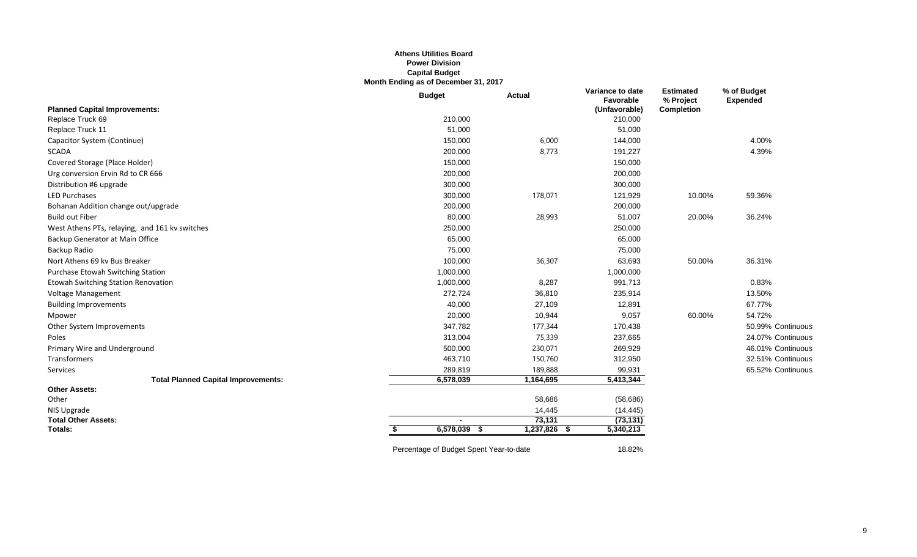**Athens Utilities Board**
**Power Division**
**Capital Budget**
**Month Ending as of December 31, 2017**

| | Budget | Actual | Variance to date Favorable (Unfavorable) | Estimated % Project Completion | % of Budget Expended |
|---|---|---|---|---|---|
| **Planned Capital Improvements:** | | | | | |
| Replace Truck 69 | 210,000 | | 210,000 | | |
| Replace Truck 11 | 51,000 | | 51,000 | | |
| Capacitor System (Continue) | 150,000 | 6,000 | 144,000 | | 4.00% |
| SCADA | 200,000 | 8,773 | 191,227 | | 4.39% |
| Covered Storage (Place Holder) | 150,000 | | 150,000 | | |
| Urg conversion Ervin Rd to CR 666 | 200,000 | | 200,000 | | |
| Distribution #6 upgrade | 300,000 | | 300,000 | | |
| LED Purchases | 300,000 | 178,071 | 121,929 | 10.00% | 59.36% |
| Bohanan Addition change out/upgrade | 200,000 | | 200,000 | | |
| Build out Fiber | 80,000 | 28,993 | 51,007 | 20.00% | 36.24% |
| West Athens PTs, relaying, and 161 kv switches | 250,000 | | 250,000 | | |
| Backup Generator at Main Office | 65,000 | | 65,000 | | |
| Backup Radio | 75,000 | | 75,000 | | |
| Nort Athens 69 kv Bus Breaker | 100,000 | 36,307 | 63,693 | 50.00% | 36.31% |
| Purchase Etowah Switching Station | 1,000,000 | | 1,000,000 | | |
| Etowah Switching Station Renovation | 1,000,000 | 8,287 | 991,713 | | 0.83% |
| Voltage Management | 272,724 | 36,810 | 235,914 | | 13.50% |
| Building Improvements | 40,000 | 27,109 | 12,891 | | 67.77% |
| Mpower | 20,000 | 10,944 | 9,057 | 60.00% | 54.72% |
| Other System Improvements | 347,782 | 177,344 | 170,438 | | 50.99% Continuous |
| Poles | 313,004 | 75,339 | 237,665 | | 24.07% Continuous |
| Primary Wire and Underground | 500,000 | 230,071 | 269,929 | | 46.01% Continuous |
| Transformers | 463,710 | 150,760 | 312,950 | | 32.51% Continuous |
| Services | 289,819 | 189,888 | 99,931 | | 65.52% Continuous |
| **Total Planned Capital Improvements:** | **6,578,039** | **1,164,695** | **5,413,344** | | |
| **Other Assets:** | | | | | |
| Other | | 58,686 | (58,686) | | |
| NIS Upgrade | | 14,445 | (14,445) | | |
| **Total Other Assets:** | **-** | **73,131** | **(73,131)** | | |
| **Totals:** | **$ 6,578,039** | **$ 1,237,826** | **$ 5,340,213** | | |

Percentage of Budget Spent Year-to-date 18.82%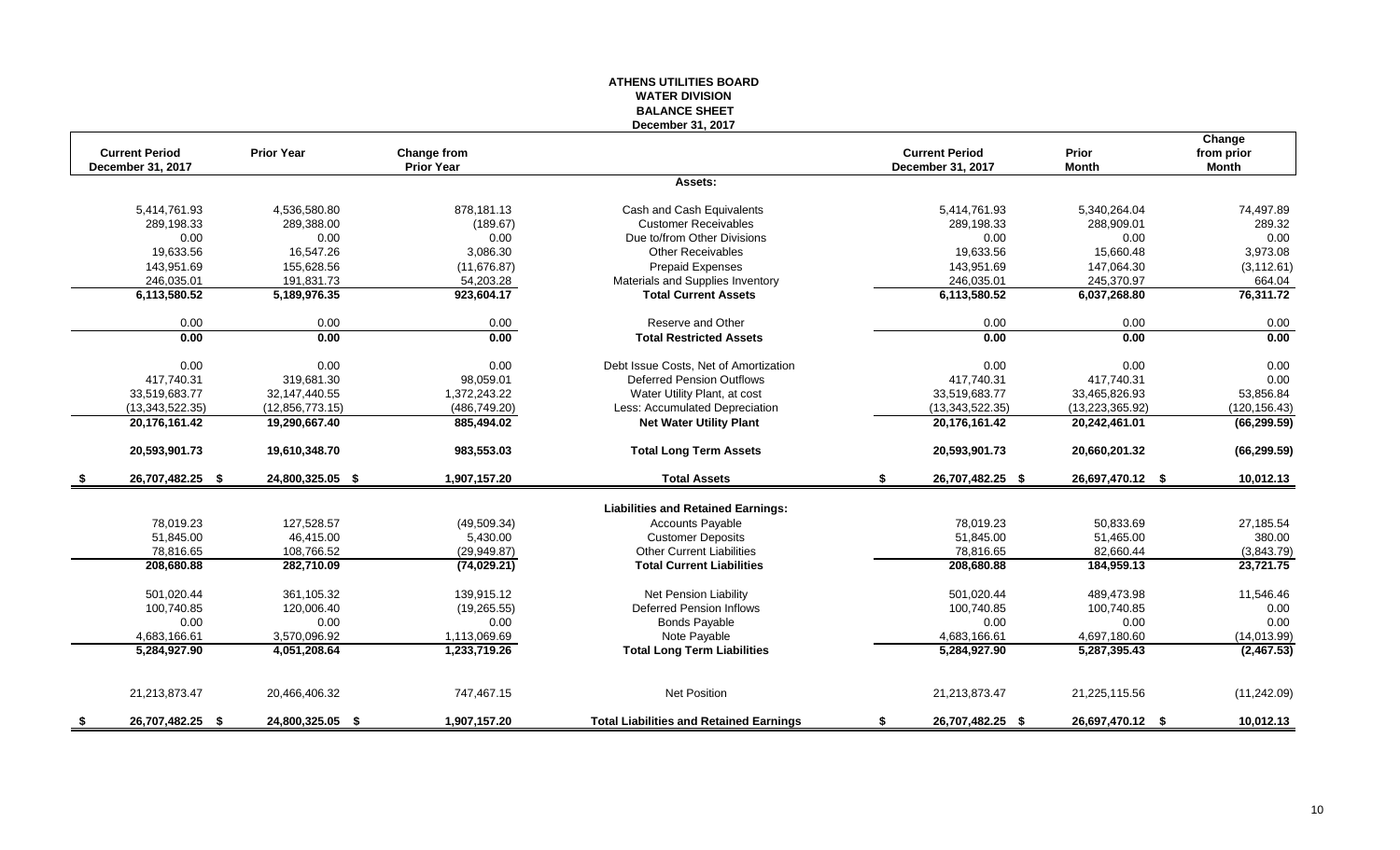# ATHENS UTILITIES BOARD
## WATER DIVISION
## BALANCE SHEET
### December 31, 2017

| Current Period December 31, 2017 | Prior Year | Change from Prior Year | | Current Period December 31, 2017 | Prior Month | Change from prior Month |
|---|---|---|---|---|---|---|
| | | | **Assets:** | | | |
| 5,414,761.93 | 4,536,580.80 | 878,181.13 | Cash and Cash Equivalents | 5,414,761.93 | 5,340,264.04 | 74,497.89 |
| 289,198.33 | 289,388.00 | (189.67) | Customer Receivables | 289,198.33 | 288,909.01 | 289.32 |
| 0.00 | 0.00 | 0.00 | Due to/from Other Divisions | 0.00 | 0.00 | 0.00 |
| 19,633.56 | 16,547.26 | 3,086.30 | Other Receivables | 19,633.56 | 15,660.48 | 3,973.08 |
| 143,951.69 | 155,628.56 | (11,676.87) | Prepaid Expenses | 143,951.69 | 147,064.30 | (3,112.61) |
| 246,035.01 | 191,831.73 | 54,203.28 | Materials and Supplies Inventory | 246,035.01 | 245,370.97 | 664.04 |
| **6,113,580.52** | **5,189,976.35** | **923,604.17** | **Total Current Assets** | **6,113,580.52** | **6,037,268.80** | **76,311.72** |
| 0.00 | 0.00 | 0.00 | Reserve and Other | 0.00 | 0.00 | 0.00 |
| **0.00** | **0.00** | **0.00** | **Total Restricted Assets** | **0.00** | **0.00** | **0.00** |
| 0.00 | 0.00 | 0.00 | Debt Issue Costs, Net of Amortization | 0.00 | 0.00 | 0.00 |
| 417,740.31 | 319,681.30 | 98,059.01 | Deferred Pension Outflows | 417,740.31 | 417,740.31 | 0.00 |
| 33,519,683.77 | 32,147,440.55 | 1,372,243.22 | Water Utility Plant, at cost | 33,519,683.77 | 33,465,826.93 | 53,856.84 |
| (13,343,522.35) | (12,856,773.15) | (486,749.20) | Less: Accumulated Depreciation | (13,343,522.35) | (13,223,365.92) | (120,156.43) |
| **20,176,161.42** | **19,290,667.40** | **885,494.02** | **Net Water Utility Plant** | **20,176,161.42** | **20,242,461.01** | **(66,299.59)** |
| **20,593,901.73** | **19,610,348.70** | **983,553.03** | **Total Long Term Assets** | **20,593,901.73** | **20,660,201.32** | **(66,299.59)** |
| **$ 26,707,482.25** | **$ 24,800,325.05** | **$ 1,907,157.20** | **Total Assets** | **$ 26,707,482.25** | **$ 26,697,470.12** | **$ 10,012.13** |
| | | | **Liabilities and Retained Earnings:** | | | |
| 78,019.23 | 127,528.57 | (49,509.34) | Accounts Payable | 78,019.23 | 50,833.69 | 27,185.54 |
| 51,845.00 | 46,415.00 | 5,430.00 | Customer Deposits | 51,845.00 | 51,465.00 | 380.00 |
| 78,816.65 | 108,766.52 | (29,949.87) | Other Current Liabilities | 78,816.65 | 82,660.44 | (3,843.79) |
| **208,680.88** | **282,710.09** | **(74,029.21)** | **Total Current Liabilities** | **208,680.88** | **184,959.13** | **23,721.75** |
| 501,020.44 | 361,105.32 | 139,915.12 | Net Pension Liability | 501,020.44 | 489,473.98 | 11,546.46 |
| 100,740.85 | 120,006.40 | (19,265.55) | Deferred Pension Inflows | 100,740.85 | 100,740.85 | 0.00 |
| 0.00 | 0.00 | 0.00 | Bonds Payable | 0.00 | 0.00 | 0.00 |
| 4,683,166.61 | 3,570,096.92 | 1,113,069.69 | Note Payable | 4,683,166.61 | 4,697,180.60 | (14,013.99) |
| **5,284,927.90** | **4,051,208.64** | **1,233,719.26** | **Total Long Term Liabilities** | **5,284,927.90** | **5,287,395.43** | **(2,467.53)** |
| 21,213,873.47 | 20,466,406.32 | 747,467.15 | Net Position | 21,213,873.47 | 21,225,115.56 | (11,242.09) |
| **$ 26,707,482.25** | **$ 24,800,325.05** | **$ 1,907,157.20** | **Total Liabilities and Retained Earnings** | **$ 26,707,482.25** | **$ 26,697,470.12** | **$ 10,012.13** |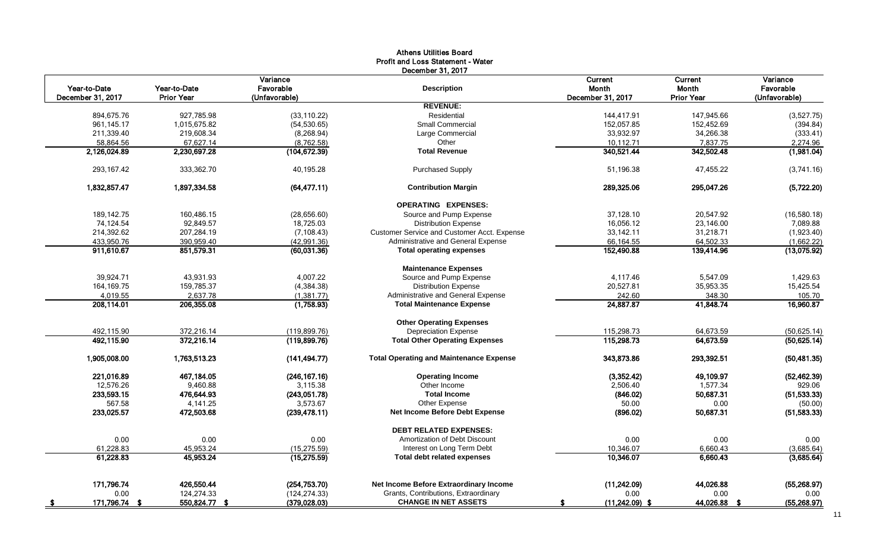# Athens Utilities Board
## Profit and Loss Statement - Water
### December 31, 2017

| Year-to-Date December 31, 2017 | Year-to-Date Prior Year | Variance Favorable (Unfavorable) | Description | Current Month December 31, 2017 | Current Month Prior Year | Variance Favorable (Unfavorable) |
|---|---|---|---|---|---|---|
| | | | **REVENUE:** | | | |
| 894,675.76 | 927,785.98 | (33,110.22) | Residential | 144,417.91 | 147,945.66 | (3,527.75) |
| 961,145.17 | 1,015,675.82 | (54,530.65) | Small Commercial | 152,057.85 | 152,452.69 | (394.84) |
| 211,339.40 | 219,608.34 | (8,268.94) | Large Commercial | 33,932.97 | 34,266.38 | (333.41) |
| 58,864.56 | 67,627.14 | (8,762.58) | Other | 10,112.71 | 7,837.75 | 2,274.96 |
| **2,126,024.89** | **2,230,697.28** | **(104,672.39)** | **Total Revenue** | **340,521.44** | **342,502.48** | **(1,981.04)** |
| 293,167.42 | 333,362.70 | 40,195.28 | Purchased Supply | 51,196.38 | 47,455.22 | (3,741.16) |
| **1,832,857.47** | **1,897,334.58** | **(64,477.11)** | **Contribution Margin** | **289,325.06** | **295,047.26** | **(5,722.20)** |
| | | | **OPERATING EXPENSES:** | | | |
| 189,142.75 | 160,486.15 | (28,656.60) | Source and Pump Expense | 37,128.10 | 20,547.92 | (16,580.18) |
| 74,124.54 | 92,849.57 | 18,725.03 | Distribution Expense | 16,056.12 | 23,146.00 | 7,089.88 |
| 214,392.62 | 207,284.19 | (7,108.43) | Customer Service and Customer Acct. Expense | 33,142.11 | 31,218.71 | (1,923.40) |
| 433,950.76 | 390,959.40 | (42,991.36) | Administrative and General Expense | 66,164.55 | 64,502.33 | (1,662.22) |
| **911,610.67** | **851,579.31** | **(60,031.36)** | **Total operating expenses** | **152,490.88** | **139,414.96** | **(13,075.92)** |
| | | | **Maintenance Expenses** | | | |
| 39,924.71 | 43,931.93 | 4,007.22 | Source and Pump Expense | 4,117.46 | 5,547.09 | 1,429.63 |
| 164,169.75 | 159,785.37 | (4,384.38) | Distribution Expense | 20,527.81 | 35,953.35 | 15,425.54 |
| 4,019.55 | 2,637.78 | (1,381.77) | Administrative and General Expense | 242.60 | 348.30 | 105.70 |
| **208,114.01** | **206,355.08** | **(1,758.93)** | **Total Maintenance Expense** | **24,887.87** | **41,848.74** | **16,960.87** |
| | | | **Other Operating Expenses** | | | |
| 492,115.90 | 372,216.14 | (119,899.76) | Depreciation Expense | 115,298.73 | 64,673.59 | (50,625.14) |
| **492,115.90** | **372,216.14** | **(119,899.76)** | **Total Other Operating Expenses** | **115,298.73** | **64,673.59** | **(50,625.14)** |
| **1,905,008.00** | **1,763,513.23** | **(141,494.77)** | **Total Operating and Maintenance Expense** | **343,873.86** | **293,392.51** | **(50,481.35)** |
| **221,016.89** | **467,184.05** | **(246,167.16)** | **Operating Income** | **(3,352.42)** | **49,109.97** | **(52,462.39)** |
| 12,576.26 | 9,460.88 | 3,115.38 | Other Income | 2,506.40 | 1,577.34 | 929.06 |
| **233,593.15** | **476,644.93** | **(243,051.78)** | **Total Income** | **(846.02)** | **50,687.31** | **(51,533.33)** |
| 567.58 | 4,141.25 | 3,573.67 | Other Expense | 50.00 | 0.00 | (50.00) |
| **233,025.57** | **472,503.68** | **(239,478.11)** | **Net Income Before Debt Expense** | **(896.02)** | **50,687.31** | **(51,583.33)** |
| | | | **DEBT RELATED EXPENSES:** | | | |
| 0.00 | 0.00 | 0.00 | Amortization of Debt Discount | 0.00 | 0.00 | 0.00 |
| 61,228.83 | 45,953.24 | (15,275.59) | Interest on Long Term Debt | 10,346.07 | 6,660.43 | (3,685.64) |
| **61,228.83** | **45,953.24** | **(15,275.59)** | **Total debt related expenses** | **10,346.07** | **6,660.43** | **(3,685.64)** |
| **171,796.74** | **426,550.44** | **(254,753.70)** | **Net Income Before Extraordinary Income** | **(11,242.09)** | **44,026.88** | **(55,268.97)** |
| 0.00 | 124,274.33 | (124,274.33) | Grants, Contributions, Extraordinary | 0.00 | 0.00 | 0.00 |
| **$ 171,796.74** | **$ 550,824.77** | **$ (379,028.03)** | **CHANGE IN NET ASSETS** | **$ (11,242.09)** | **$ 44,026.88** | **$ (55,268.97)** |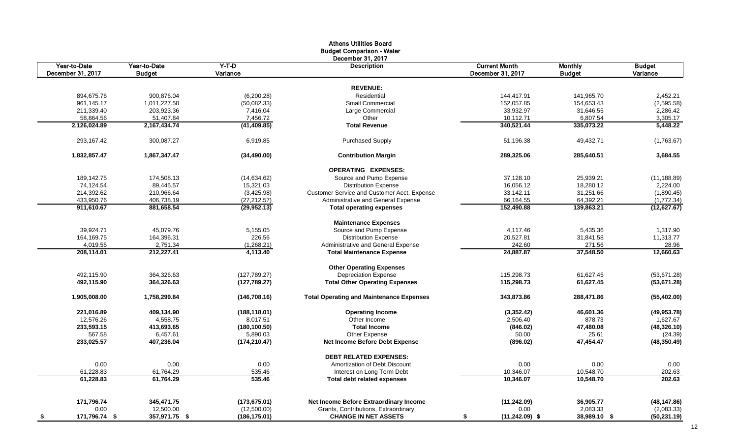# Athens Utilities Board
## Budget Comparison - Water
### December 31, 2017

| Year-to-Date December 31, 2017 | Year-to-Date Budget | Y-T-D Variance | Description | Current Month December 31, 2017 | Monthly Budget | Budget Variance |
|---|---|---|---|---|---|---|
| | | | **REVENUE:** | | | |
| 894,675.76 | 900,876.04 | (6,200.28) | Residential | 144,417.91 | 141,965.70 | 2,452.21 |
| 961,145.17 | 1,011,227.50 | (50,082.33) | Small Commercial | 152,057.85 | 154,653.43 | (2,595.58) |
| 211,339.40 | 203,923.36 | 7,416.04 | Large Commercial | 33,932.97 | 31,646.55 | 2,286.42 |
| 58,864.56 | 51,407.84 | 7,456.72 | Other | 10,112.71 | 6,807.54 | 3,305.17 |
| **2,126,024.89** | **2,167,434.74** | **(41,409.85)** | **Total Revenue** | **340,521.44** | **335,073.22** | **5,448.22** |
| 293,167.42 | 300,087.27 | 6,919.85 | Purchased Supply | 51,196.38 | 49,432.71 | (1,763.67) |
| **1,832,857.47** | **1,867,347.47** | **(34,490.00)** | **Contribution Margin** | **289,325.06** | **285,640.51** | **3,684.55** |
| | | | **OPERATING EXPENSES:** | | | |
| 189,142.75 | 174,508.13 | (14,634.62) | Source and Pump Expense | 37,128.10 | 25,939.21 | (11,188.89) |
| 74,124.54 | 89,445.57 | 15,321.03 | Distribution Expense | 16,056.12 | 18,280.12 | 2,224.00 |
| 214,392.62 | 210,966.64 | (3,425.98) | Customer Service and Customer Acct. Expense | 33,142.11 | 31,251.66 | (1,890.45) |
| 433,950.76 | 406,738.19 | (27,212.57) | Administrative and General Expense | 66,164.55 | 64,392.21 | (1,772.34) |
| **911,610.67** | **881,658.54** | **(29,952.13)** | **Total operating expenses** | **152,490.88** | **139,863.21** | **(12,627.67)** |
| | | | **Maintenance Expenses** | | | |
| 39,924.71 | 45,079.76 | 5,155.05 | Source and Pump Expense | 4,117.46 | 5,435.36 | 1,317.90 |
| 164,169.75 | 164,396.31 | 226.56 | Distribution Expense | 20,527.81 | 31,841.58 | 11,313.77 |
| 4,019.55 | 2,751.34 | (1,268.21) | Administrative and General Expense | 242.60 | 271.56 | 28.96 |
| **208,114.01** | **212,227.41** | **4,113.40** | **Total Maintenance Expense** | **24,887.87** | **37,548.50** | **12,660.63** |
| | | | **Other Operating Expenses** | | | |
| 492,115.90 | 364,326.63 | (127,789.27) | Depreciation Expense | 115,298.73 | 61,627.45 | (53,671.28) |
| **492,115.90** | **364,326.63** | **(127,789.27)** | **Total Other Operating Expenses** | **115,298.73** | **61,627.45** | **(53,671.28)** |
| **1,905,008.00** | **1,758,299.84** | **(146,708.16)** | **Total Operating and Maintenance Expenses** | **343,873.86** | **288,471.86** | **(55,402.00)** |
| **221,016.89** | **409,134.90** | **(188,118.01)** | **Operating Income** | **(3,352.42)** | **46,601.36** | **(49,953.78)** |
| 12,576.26 | 4,558.75 | 8,017.51 | Other Income | 2,506.40 | 878.73 | 1,627.67 |
| **233,593.15** | **413,693.65** | **(180,100.50)** | **Total Income** | **(846.02)** | **47,480.08** | **(48,326.10)** |
| 567.58 | 6,457.61 | 5,890.03 | Other Expense | 50.00 | 25.61 | (24.39) |
| **233,025.57** | **407,236.04** | **(174,210.47)** | **Net Income Before Debt Expense** | **(896.02)** | **47,454.47** | **(48,350.49)** |
| | | | **DEBT RELATED EXPENSES:** | | | |
| 0.00 | 0.00 | 0.00 | Amortization of Debt Discount | 0.00 | 0.00 | 0.00 |
| 61,228.83 | 61,764.29 | 535.46 | Interest on Long Term Debt | 10,346.07 | 10,548.70 | 202.63 |
| **61,228.83** | **61,764.29** | **535.46** | **Total debt related expenses** | **10,346.07** | **10,548.70** | **202.63** |
| **171,796.74** | **345,471.75** | **(173,675.01)** | **Net Income Before Extraordinary Income** | **(11,242.09)** | **36,905.77** | **(48,147.86)** |
| 0.00 | 12,500.00 | (12,500.00) | Grants, Contributions, Extraordinary | 0.00 | 2,083.33 | (2,083.33) |
| **$ 171,796.74** | **$ 357,971.75** | **$ (186,175.01)** | **CHANGE IN NET ASSETS** | **$ (11,242.09)** | **$ 38,989.10** | **$ (50,231.19)** |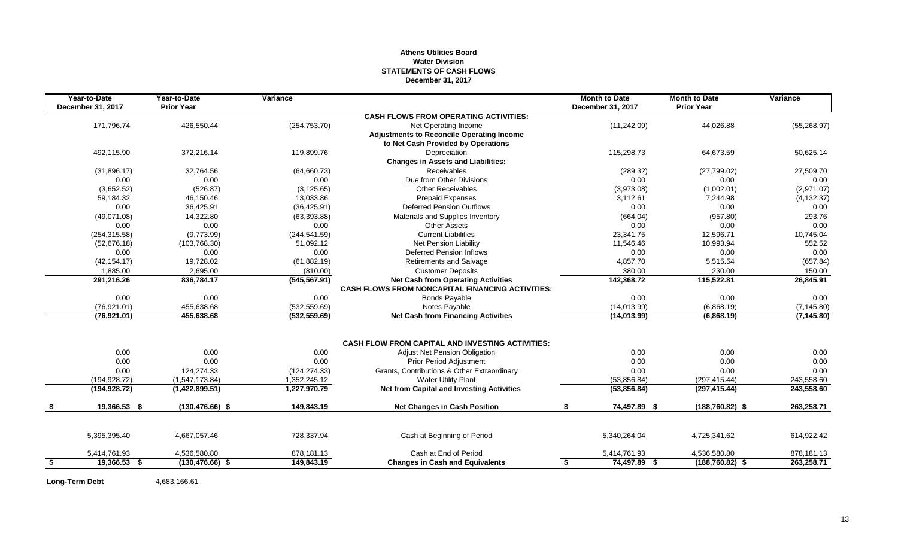**Athens Utilities Board**
**Water Division**
**STATEMENTS OF CASH FLOWS**
**December 31, 2017**

| Year-to-Date December 31, 2017 | Year-to-Date Prior Year | Variance | | Month to Date December 31, 2017 | Month to Date Prior Year | Variance |
|---|---|---|---|---|---|---|
| | | | **CASH FLOWS FROM OPERATING ACTIVITIES:** | | | |
| 171,796.74 | 426,550.44 | (254,753.70) | Net Operating Income | (11,242.09) | 44,026.88 | (55,268.97) |
| | | | **Adjustments to Reconcile Operating Income** | | | |
| | | | **to Net Cash Provided by Operations** | | | |
| 492,115.90 | 372,216.14 | 119,899.76 | Depreciation | 115,298.73 | 64,673.59 | 50,625.14 |
| | | | **Changes in Assets and Liabilities:** | | | |
| (31,896.17) | 32,764.56 | (64,660.73) | Receivables | (289.32) | (27,799.02) | 27,509.70 |
| 0.00 | 0.00 | 0.00 | Due from Other Divisions | 0.00 | 0.00 | 0.00 |
| (3,652.52) | (526.87) | (3,125.65) | Other Receivables | (3,973.08) | (1,002.01) | (2,971.07) |
| 59,184.32 | 46,150.46 | 13,033.86 | Prepaid Expenses | 3,112.61 | 7,244.98 | (4,132.37) |
| 0.00 | 36,425.91 | (36,425.91) | Deferred Pension Outflows | 0.00 | 0.00 | 0.00 |
| (49,071.08) | 14,322.80 | (63,393.88) | Materials and Supplies Inventory | (664.04) | (957.80) | 293.76 |
| 0.00 | 0.00 | 0.00 | Other Assets | 0.00 | 0.00 | 0.00 |
| (254,315.58) | (9,773.99) | (244,541.59) | Current Liabilities | 23,341.75 | 12,596.71 | 10,745.04 |
| (52,676.18) | (103,768.30) | 51,092.12 | Net Pension Liability | 11,546.46 | 10,993.94 | 552.52 |
| 0.00 | 0.00 | 0.00 | Deferred Pension Inflows | 0.00 | 0.00 | 0.00 |
| (42,154.17) | 19,728.02 | (61,882.19) | Retirements and Salvage | 4,857.70 | 5,515.54 | (657.84) |
| 1,885.00 | 2,695.00 | (810.00) | Customer Deposits | 380.00 | 230.00 | 150.00 |
| **291,216.26** | **836,784.17** | **(545,567.91)** | **Net Cash from Operating Activities** | **142,368.72** | **115,522.81** | **26,845.91** |
| | | | **CASH FLOWS FROM NONCAPITAL FINANCING ACTIVITIES:** | | | |
| 0.00 | 0.00 | 0.00 | Bonds Payable | 0.00 | 0.00 | 0.00 |
| (76,921.01) | 455,638.68 | (532,559.69) | Notes Payable | (14,013.99) | (6,868.19) | (7,145.80) |
| **(76,921.01)** | **455,638.68** | **(532,559.69)** | **Net Cash from Financing Activities** | **(14,013.99)** | **(6,868.19)** | **(7,145.80)** |
| | | | **CASH FLOW FROM CAPITAL AND INVESTING ACTIVITIES:** | | | |
| 0.00 | 0.00 | 0.00 | Adjust Net Pension Obligation | 0.00 | 0.00 | 0.00 |
| 0.00 | 0.00 | 0.00 | Prior Period Adjustment | 0.00 | 0.00 | 0.00 |
| 0.00 | 124,274.33 | (124,274.33) | Grants, Contributions & Other Extraordinary | 0.00 | 0.00 | 0.00 |
| (194,928.72) | (1,547,173.84) | 1,352,245.12 | Water Utility Plant | (53,856.84) | (297,415.44) | 243,558.60 |
| **(194,928.72)** | **(1,422,899.51)** | **1,227,970.79** | **Net from Capital and Investing Activities** | **(53,856.84)** | **(297,415.44)** | **243,558.60** |
| **$ 19,366.53** | **$ (130,476.66)** | **$ 149,843.19** | **Net Changes in Cash Position** | **$ 74,497.89** | **$ (188,760.82)** | **$ 263,258.71** |
| 5,395,395.40 | 4,667,057.46 | 728,337.94 | Cash at Beginning of Period | 5,340,264.04 | 4,725,341.62 | 614,922.42 |
| 5,414,761.93 | 4,536,580.80 | 878,181.13 | Cash at End of Period | 5,414,761.93 | 4,536,580.80 | 878,181.13 |
| **$ 19,366.53** | **$ (130,476.66)** | **$ 149,843.19** | **Changes in Cash and Equivalents** | **$ 74,497.89** | **$ (188,760.82)** | **$ 263,258.71** |

**Long-Term Debt** 4,683,166.61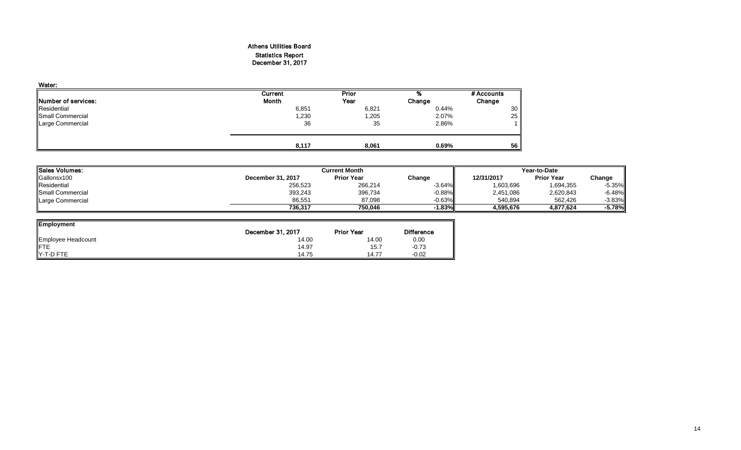# Athens Utilities Board

## Statistics Report

## December 31, 2017

**Water:**

| Number of services: | Current Month | Prior Year | % Change | # Accounts Change |
|---|---|---|---|---|
| Residential | 6,851 | 6,821 | 0.44% | 30 |
| Small Commercial | 1,230 | 1,205 | 2.07% | 25 |
| Large Commercial | 36 | 35 | 2.86% | 1 |
| | **8,117** | **8,061** | **0.69%** | **56** |

| Sales Volumes: | Current Month | | | Year-to-Date | | |
|---|---|---|---|---|---|---|
| Gallonsx100 | December 31, 2017 | Prior Year | Change | 12/31/2017 | Prior Year | Change |
| Residential | 256,523 | 266,214 | -3.64% | 1,603,696 | 1,694,355 | -5.35% |
| Small Commercial | 393,243 | 396,734 | -0.88% | 2,451,086 | 2,620,843 | -6.48% |
| Large Commercial | 86,551 | 87,098 | -0.63% | 540,894 | 562,426 | -3.83% |
| | **736,317** | **750,046** | **-1.83%** | **4,595,676** | **4,877,624** | **-5.78%** |

| Employment | December 31, 2017 | Prior Year | Difference |
|---|---|---|---|
| Employee Headcount | 14.00 | 14.00 | 0.00 |
| FTE | 14.97 | 15.7 | -0.73 |
| Y-T-D FTE | 14.75 | 14.77 | -0.02 |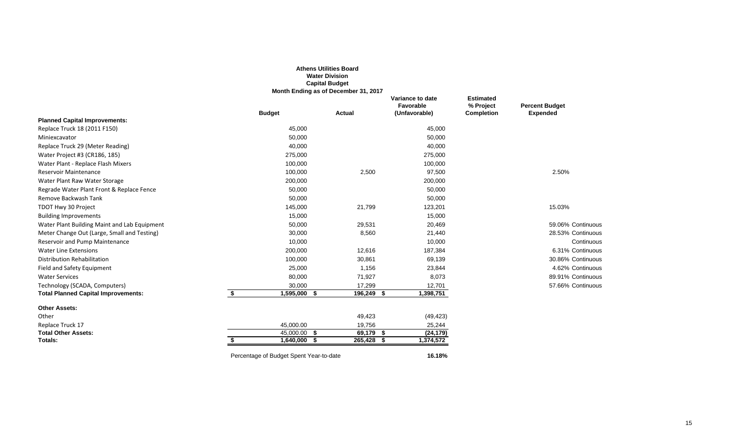**Athens Utilities Board**
**Water Division**
**Capital Budget**
**Month Ending as of December 31, 2017**

| | Budget | Actual | Variance to date Favorable (Unfavorable) | Estimated % Project Completion | Percent Budget Expended |
|---|---|---|---|---|---|
| **Planned Capital Improvements:** | | | | | |
| Replace Truck 18 (2011 F150) | 45,000 | | 45,000 | | |
| Miniexcavator | 50,000 | | 50,000 | | |
| Replace Truck 29 (Meter Reading) | 40,000 | | 40,000 | | |
| Water Project #3 (CR186, 185) | 275,000 | | 275,000 | | |
| Water Plant - Replace Flash Mixers | 100,000 | | 100,000 | | |
| Reservoir Maintenance | 100,000 | 2,500 | 97,500 | | 2.50% |
| Water Plant Raw Water Storage | 200,000 | | 200,000 | | |
| Regrade Water Plant Front & Replace Fence | 50,000 | | 50,000 | | |
| Remove Backwash Tank | 50,000 | | 50,000 | | |
| TDOT Hwy 30 Project | 145,000 | 21,799 | 123,201 | | 15.03% |
| Building Improvements | 15,000 | | 15,000 | | |
| Water Plant Building Maint and Lab Equipment | 50,000 | 29,531 | 20,469 | | 59.06% Continuous |
| Meter Change Out (Large, Small and Testing) | 30,000 | 8,560 | 21,440 | | 28.53% Continuous |
| Reservoir and Pump Maintenance | 10,000 | | 10,000 | | Continuous |
| Water Line Extensions | 200,000 | 12,616 | 187,384 | | 6.31% Continuous |
| Distribution Rehabilitation | 100,000 | 30,861 | 69,139 | | 30.86% Continuous |
| Field and Safety Equipment | 25,000 | 1,156 | 23,844 | | 4.62% Continuous |
| Water Services | 80,000 | 71,927 | 8,073 | | 89.91% Continuous |
| Technology (SCADA, Computers) | 30,000 | 17,299 | 12,701 | | 57.66% Continuous |
| **Total Planned Capital Improvements:** | **$ 1,595,000** | **$ 196,249** | **$ 1,398,751** | | |
| **Other Assets:** | | | | | |
| Other | | 49,423 | (49,423) | | |
| Replace Truck 17 | 45,000.00 | 19,756 | 25,244 | | |
| **Total Other Assets:** | 45,000.00 | **$ 69,179** | **$ (24,179)** | | |
| **Totals:** | **$ 1,640,000** | **$ 265,428** | **$ 1,374,572** | | |

Percentage of Budget Spent Year-to-date **16.18%**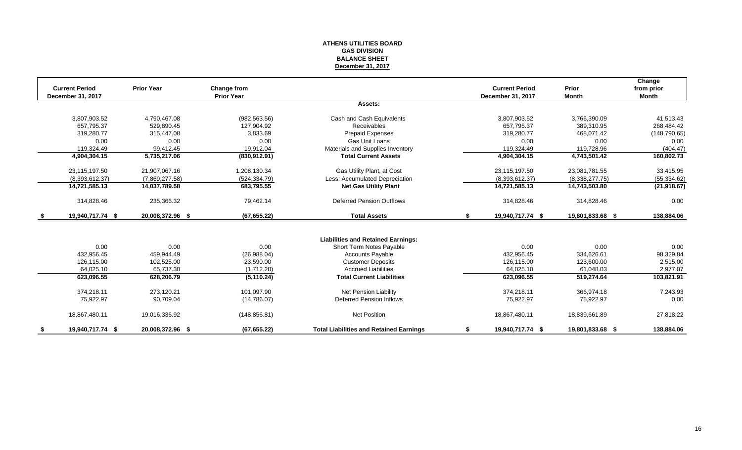**ATHENS UTILITIES BOARD**
**GAS DIVISION**
**BALANCE SHEET**
**December 31, 2017**

| Current Period December 31, 2017 | Prior Year | Change from Prior Year | | Current Period December 31, 2017 | Prior Month | Change from prior Month |
|---|---|---|---|---|---|---|
| | | | **Assets:** | | | |
| 3,807,903.52 | 4,790,467.08 | (982,563.56) | Cash and Cash Equivalents | 3,807,903.52 | 3,766,390.09 | 41,513.43 |
| 657,795.37 | 529,890.45 | 127,904.92 | Receivables | 657,795.37 | 389,310.95 | 268,484.42 |
| 319,280.77 | 315,447.08 | 3,833.69 | Prepaid Expenses | 319,280.77 | 468,071.42 | (148,790.65) |
| 0.00 | 0.00 | 0.00 | Gas Unit Loans | 0.00 | 0.00 | 0.00 |
| 119,324.49 | 99,412.45 | 19,912.04 | Materials and Supplies Inventory | 119,324.49 | 119,728.96 | (404.47) |
| **4,904,304.15** | **5,735,217.06** | **(830,912.91)** | **Total Current Assets** | **4,904,304.15** | **4,743,501.42** | **160,802.73** |
| 23,115,197.50 | 21,907,067.16 | 1,208,130.34 | Gas Utility Plant, at Cost | 23,115,197.50 | 23,081,781.55 | 33,415.95 |
| (8,393,612.37) | (7,869,277.58) | (524,334.79) | Less: Accumulated Depreciation | (8,393,612.37) | (8,338,277.75) | (55,334.62) |
| **14,721,585.13** | **14,037,789.58** | **683,795.55** | **Net Gas Utility Plant** | **14,721,585.13** | **14,743,503.80** | **(21,918.67)** |
| 314,828.46 | 235,366.32 | 79,462.14 | Deferred Pension Outflows | 314,828.46 | 314,828.46 | 0.00 |
| **$ 19,940,717.74** | **$ 20,008,372.96** | **$ (67,655.22)** | **Total Assets** | **$ 19,940,717.74** | **$ 19,801,833.68** | **$ 138,884.06** |
| | | | **Liabilities and Retained Earnings:** | | | |
| 0.00 | 0.00 | 0.00 | Short Term Notes Payable | 0.00 | 0.00 | 0.00 |
| 432,956.45 | 459,944.49 | (26,988.04) | Accounts Payable | 432,956.45 | 334,626.61 | 98,329.84 |
| 126,115.00 | 102,525.00 | 23,590.00 | Customer Deposits | 126,115.00 | 123,600.00 | 2,515.00 |
| 64,025.10 | 65,737.30 | (1,712.20) | Accrued Liabilities | 64,025.10 | 61,048.03 | 2,977.07 |
| **623,096.55** | **628,206.79** | **(5,110.24)** | **Total Current Liabilities** | **623,096.55** | **519,274.64** | **103,821.91** |
| 374,218.11 | 273,120.21 | 101,097.90 | Net Pension Liability | 374,218.11 | 366,974.18 | 7,243.93 |
| 75,922.97 | 90,709.04 | (14,786.07) | Deferred Pension Inflows | 75,922.97 | 75,922.97 | 0.00 |
| 18,867,480.11 | 19,016,336.92 | (148,856.81) | Net Position | 18,867,480.11 | 18,839,661.89 | 27,818.22 |
| **$ 19,940,717.74** | **$ 20,008,372.96** | **$ (67,655.22)** | **Total Liabilities and Retained Earnings** | **$ 19,940,717.74** | **$ 19,801,833.68** | **$ 138,884.06** |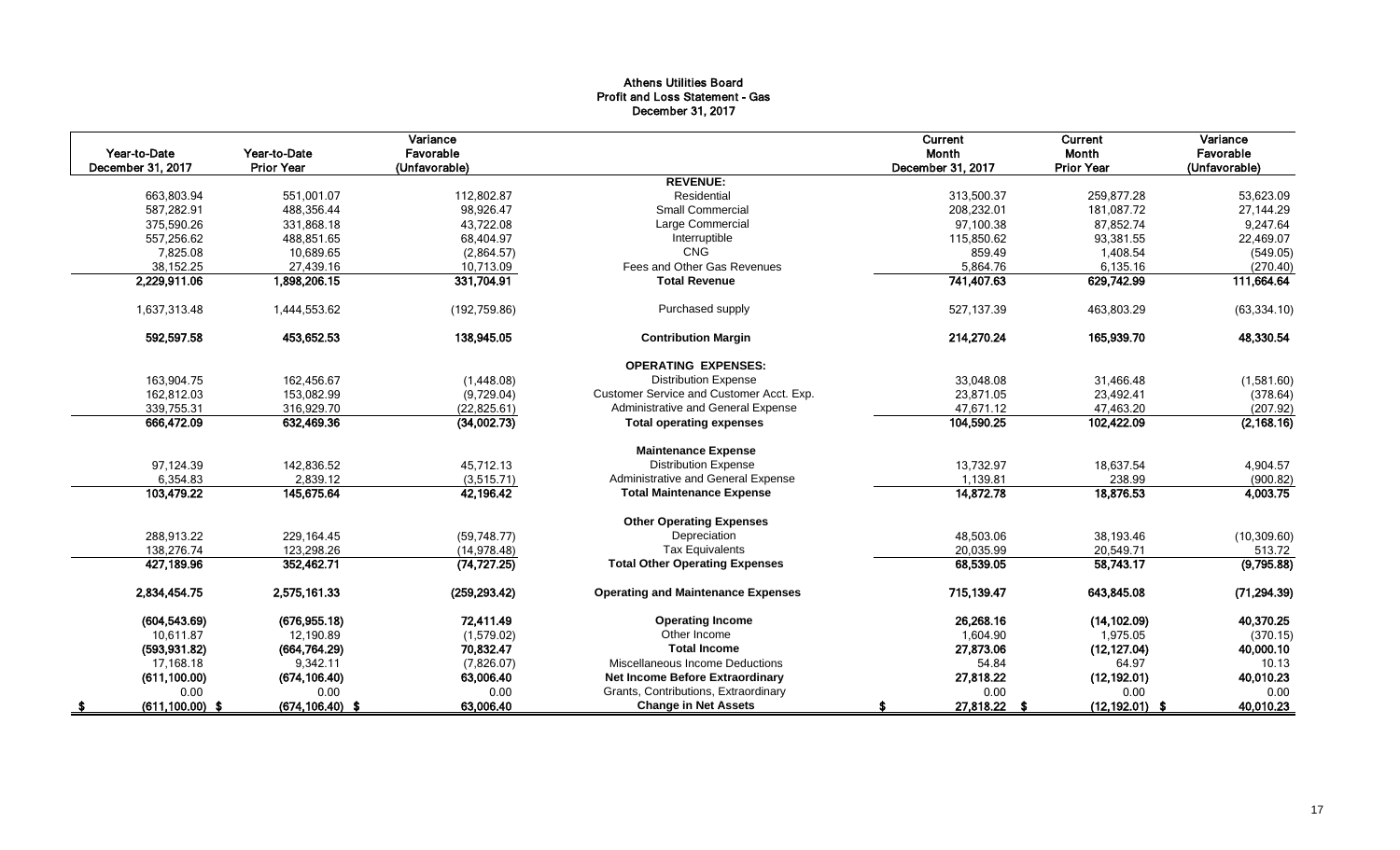# Athens Utilities Board
## Profit and Loss Statement - Gas
### December 31, 2017

| Year-to-Date December 31, 2017 | Year-to-Date Prior Year | Variance Favorable (Unfavorable) | | Current Month December 31, 2017 | Current Month Prior Year | Variance Favorable (Unfavorable) |
|---|---|---|---|---|---|---|
| | | | **REVENUE:** | | | |
| 663,803.94 | 551,001.07 | 112,802.87 | Residential | 313,500.37 | 259,877.28 | 53,623.09 |
| 587,282.91 | 488,356.44 | 98,926.47 | Small Commercial | 208,232.01 | 181,087.72 | 27,144.29 |
| 375,590.26 | 331,868.18 | 43,722.08 | Large Commercial | 97,100.38 | 87,852.74 | 9,247.64 |
| 557,256.62 | 488,851.65 | 68,404.97 | Interruptible | 115,850.62 | 93,381.55 | 22,469.07 |
| 7,825.08 | 10,689.65 | (2,864.57) | CNG | 859.49 | 1,408.54 | (549.05) |
| 38,152.25 | 27,439.16 | 10,713.09 | Fees and Other Gas Revenues | 5,864.76 | 6,135.16 | (270.40) |
| **2,229,911.06** | **1,898,206.15** | **331,704.91** | **Total Revenue** | **741,407.63** | **629,742.99** | **111,664.64** |
| 1,637,313.48 | 1,444,553.62 | (192,759.86) | Purchased supply | 527,137.39 | 463,803.29 | (63,334.10) |
| **592,597.58** | **453,652.53** | **138,945.05** | **Contribution Margin** | **214,270.24** | **165,939.70** | **48,330.54** |
| | | | **OPERATING EXPENSES:** | | | |
| 163,904.75 | 162,456.67 | (1,448.08) | Distribution Expense | 33,048.08 | 31,466.48 | (1,581.60) |
| 162,812.03 | 153,082.99 | (9,729.04) | Customer Service and Customer Acct. Exp. | 23,871.05 | 23,492.41 | (378.64) |
| 339,755.31 | 316,929.70 | (22,825.61) | Administrative and General Expense | 47,671.12 | 47,463.20 | (207.92) |
| **666,472.09** | **632,469.36** | **(34,002.73)** | **Total operating expenses** | **104,590.25** | **102,422.09** | **(2,168.16)** |
| | | | **Maintenance Expense** | | | |
| 97,124.39 | 142,836.52 | 45,712.13 | Distribution Expense | 13,732.97 | 18,637.54 | 4,904.57 |
| 6,354.83 | 2,839.12 | (3,515.71) | Administrative and General Expense | 1,139.81 | 238.99 | (900.82) |
| **103,479.22** | **145,675.64** | **42,196.42** | **Total Maintenance Expense** | **14,872.78** | **18,876.53** | **4,003.75** |
| | | | **Other Operating Expenses** | | | |
| 288,913.22 | 229,164.45 | (59,748.77) | Depreciation | 48,503.06 | 38,193.46 | (10,309.60) |
| 138,276.74 | 123,298.26 | (14,978.48) | Tax Equivalents | 20,035.99 | 20,549.71 | 513.72 |
| **427,189.96** | **352,462.71** | **(74,727.25)** | **Total Other Operating Expenses** | **68,539.05** | **58,743.17** | **(9,795.88)** |
| **2,834,454.75** | **2,575,161.33** | **(259,293.42)** | **Operating and Maintenance Expenses** | **715,139.47** | **643,845.08** | **(71,294.39)** |
| **(604,543.69)** | **(676,955.18)** | **72,411.49** | **Operating Income** | **26,268.16** | **(14,102.09)** | **40,370.25** |
| 10,611.87 | 12,190.89 | (1,579.02) | Other Income | 1,604.90 | 1,975.05 | (370.15) |
| **(593,931.82)** | **(664,764.29)** | **70,832.47** | **Total Income** | **27,873.06** | **(12,127.04)** | **40,000.10** |
| 17,168.18 | 9,342.11 | (7,826.07) | Miscellaneous Income Deductions | 54.84 | 64.97 | 10.13 |
| **(611,100.00)** | **(674,106.40)** | **63,006.40** | **Net Income Before Extraordinary** | **27,818.22** | **(12,192.01)** | **40,010.23** |
| 0.00 | 0.00 | 0.00 | Grants, Contributions, Extraordinary | 0.00 | 0.00 | 0.00 |
| **$ (611,100.00)** | **$ (674,106.40)** | **$ 63,006.40** | **Change in Net Assets** | **$ 27,818.22** | **$ (12,192.01)** | **$ 40,010.23** |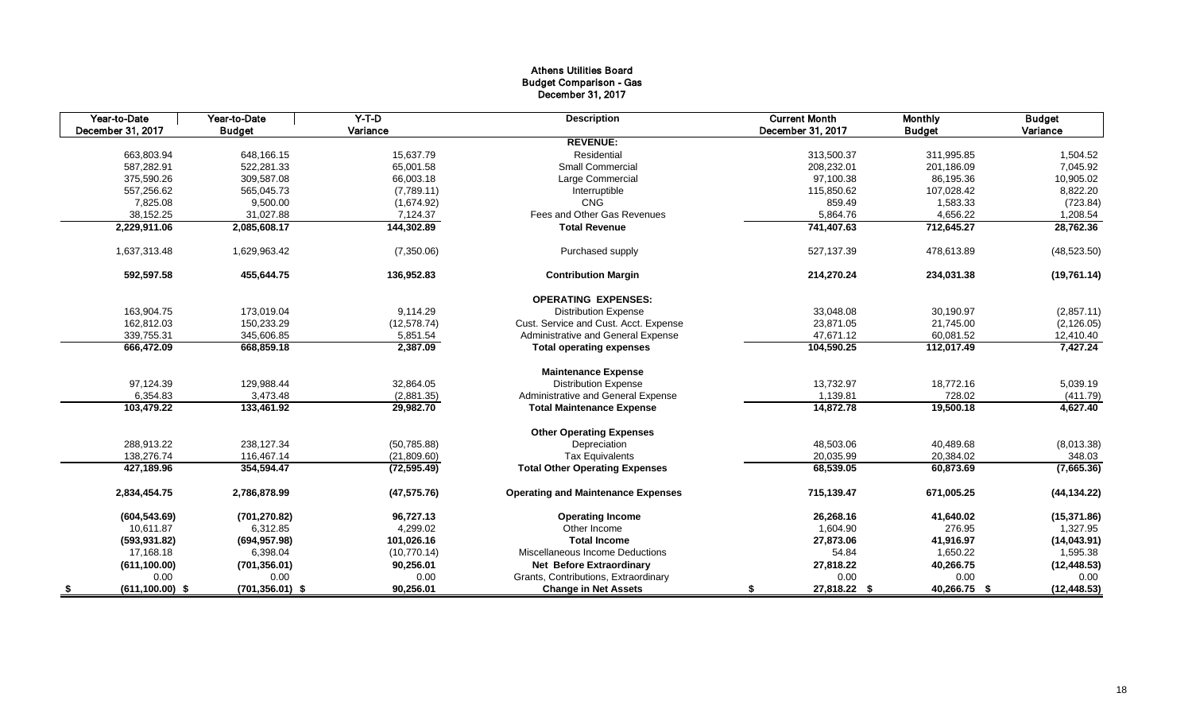# Athens Utilities Board
## Budget Comparison - Gas
### December 31, 2017

| Year-to-Date December 31, 2017 | Year-to-Date Budget | Y-T-D Variance | Description | Current Month December 31, 2017 | Monthly Budget | Budget Variance |
|---|---|---|---|---|---|---|
| | | | **REVENUE:** | | | |
| 663,803.94 | 648,166.15 | 15,637.79 | Residential | 313,500.37 | 311,995.85 | 1,504.52 |
| 587,282.91 | 522,281.33 | 65,001.58 | Small Commercial | 208,232.01 | 201,186.09 | 7,045.92 |
| 375,590.26 | 309,587.08 | 66,003.18 | Large Commercial | 97,100.38 | 86,195.36 | 10,905.02 |
| 557,256.62 | 565,045.73 | (7,789.11) | Interruptible | 115,850.62 | 107,028.42 | 8,822.20 |
| 7,825.08 | 9,500.00 | (1,674.92) | CNG | 859.49 | 1,583.33 | (723.84) |
| 38,152.25 | 31,027.88 | 7,124.37 | Fees and Other Gas Revenues | 5,864.76 | 4,656.22 | 1,208.54 |
| **2,229,911.06** | **2,085,608.17** | **144,302.89** | **Total Revenue** | **741,407.63** | **712,645.27** | **28,762.36** |
| 1,637,313.48 | 1,629,963.42 | (7,350.06) | Purchased supply | 527,137.39 | 478,613.89 | (48,523.50) |
| **592,597.58** | **455,644.75** | **136,952.83** | **Contribution Margin** | **214,270.24** | **234,031.38** | **(19,761.14)** |
| | | | **OPERATING EXPENSES:** | | | |
| 163,904.75 | 173,019.04 | 9,114.29 | Distribution Expense | 33,048.08 | 30,190.97 | (2,857.11) |
| 162,812.03 | 150,233.29 | (12,578.74) | Cust. Service and Cust. Acct. Expense | 23,871.05 | 21,745.00 | (2,126.05) |
| 339,755.31 | 345,606.85 | 5,851.54 | Administrative and General Expense | 47,671.12 | 60,081.52 | 12,410.40 |
| **666,472.09** | **668,859.18** | **2,387.09** | **Total operating expenses** | **104,590.25** | **112,017.49** | **7,427.24** |
| | | | **Maintenance Expense** | | | |
| 97,124.39 | 129,988.44 | 32,864.05 | Distribution Expense | 13,732.97 | 18,772.16 | 5,039.19 |
| 6,354.83 | 3,473.48 | (2,881.35) | Administrative and General Expense | 1,139.81 | 728.02 | (411.79) |
| **103,479.22** | **133,461.92** | **29,982.70** | **Total Maintenance Expense** | **14,872.78** | **19,500.18** | **4,627.40** |
| | | | **Other Operating Expenses** | | | |
| 288,913.22 | 238,127.34 | (50,785.88) | Depreciation | 48,503.06 | 40,489.68 | (8,013.38) |
| 138,276.74 | 116,467.14 | (21,809.60) | Tax Equivalents | 20,035.99 | 20,384.02 | 348.03 |
| **427,189.96** | **354,594.47** | **(72,595.49)** | **Total Other Operating Expenses** | **68,539.05** | **60,873.69** | **(7,665.36)** |
| **2,834,454.75** | **2,786,878.99** | **(47,575.76)** | **Operating and Maintenance Expenses** | **715,139.47** | **671,005.25** | **(44,134.22)** |
| **(604,543.69)** | **(701,270.82)** | **96,727.13** | **Operating Income** | **26,268.16** | **41,640.02** | **(15,371.86)** |
| 10,611.87 | 6,312.85 | 4,299.02 | Other Income | 1,604.90 | 276.95 | 1,327.95 |
| **(593,931.82)** | **(694,957.98)** | **101,026.16** | **Total Income** | **27,873.06** | **41,916.97** | **(14,043.91)** |
| 17,168.18 | 6,398.04 | (10,770.14) | Miscellaneous Income Deductions | 54.84 | 1,650.22 | 1,595.38 |
| **(611,100.00)** | **(701,356.01)** | **90,256.01** | **Net Before Extraordinary** | **27,818.22** | **40,266.75** | **(12,448.53)** |
| 0.00 | 0.00 | 0.00 | Grants, Contributions, Extraordinary | 0.00 | 0.00 | 0.00 |
| **$ (611,100.00)** | **$ (701,356.01)** | **$ 90,256.01** | **Change in Net Assets** | **$ 27,818.22** | **$ 40,266.75** | **$ (12,448.53)** |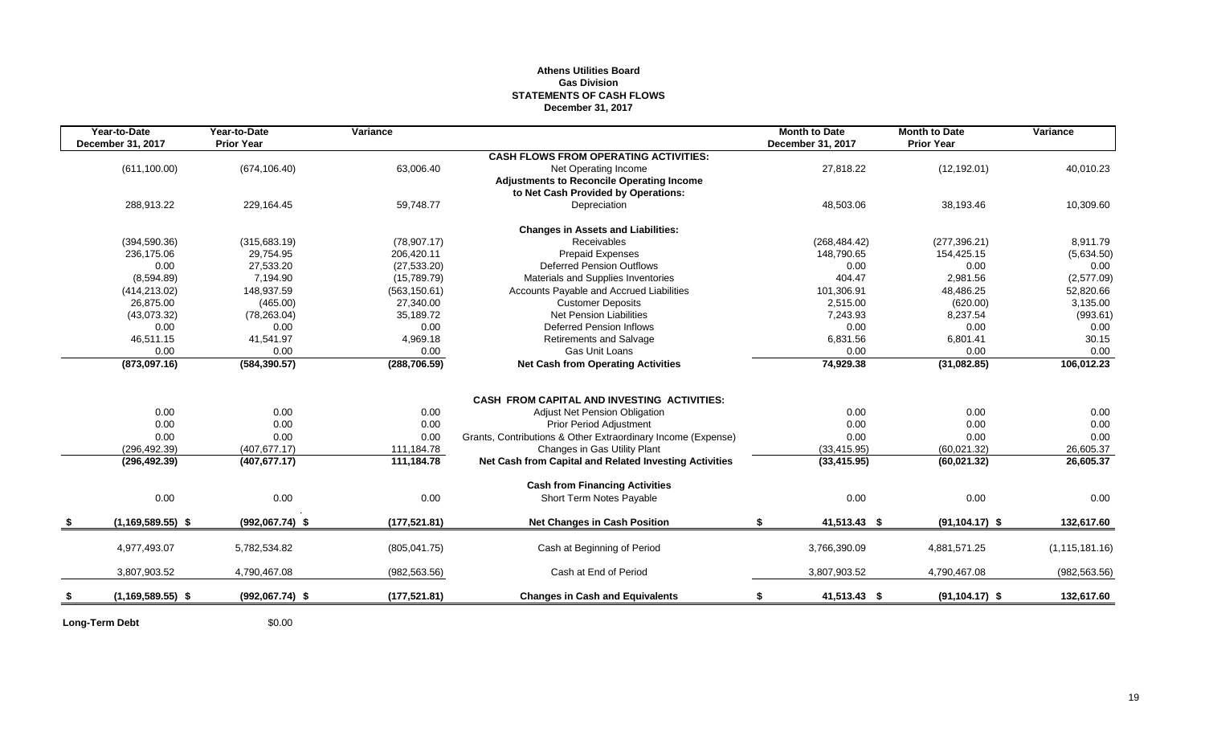**Athens Utilities Board**
**Gas Division**
**STATEMENTS OF CASH FLOWS**
**December 31, 2017**

| Year-to-Date December 31, 2017 | Year-to-Date Prior Year | Variance | | Month to Date December 31, 2017 | Month to Date Prior Year | Variance |
|---|---|---|---|---|---|---|
| | | | **CASH FLOWS FROM OPERATING ACTIVITIES:** | | | |
| (611,100.00) | (674,106.40) | 63,006.40 | Net Operating Income | 27,818.22 | (12,192.01) | 40,010.23 |
| | | | **Adjustments to Reconcile Operating Income to Net Cash Provided by Operations:** | | | |
| 288,913.22 | 229,164.45 | 59,748.77 | Depreciation | 48,503.06 | 38,193.46 | 10,309.60 |
| | | | **Changes in Assets and Liabilities:** | | | |
| (394,590.36) | (315,683.19) | (78,907.17) | Receivables | (268,484.42) | (277,396.21) | 8,911.79 |
| 236,175.06 | 29,754.95 | 206,420.11 | Prepaid Expenses | 148,790.65 | 154,425.15 | (5,634.50) |
| 0.00 | 27,533.20 | (27,533.20) | Deferred Pension Outflows | 0.00 | 0.00 | 0.00 |
| (8,594.89) | 7,194.90 | (15,789.79) | Materials and Supplies Inventories | 404.47 | 2,981.56 | (2,577.09) |
| (414,213.02) | 148,937.59 | (563,150.61) | Accounts Payable and Accrued Liabilities | 101,306.91 | 48,486.25 | 52,820.66 |
| 26,875.00 | (465.00) | 27,340.00 | Customer Deposits | 2,515.00 | (620.00) | 3,135.00 |
| (43,073.32) | (78,263.04) | 35,189.72 | Net Pension Liabilities | 7,243.93 | 8,237.54 | (993.61) |
| 0.00 | 0.00 | 0.00 | Deferred Pension Inflows | 0.00 | 0.00 | 0.00 |
| 46,511.15 | 41,541.97 | 4,969.18 | Retirements and Salvage | 6,831.56 | 6,801.41 | 30.15 |
| 0.00 | 0.00 | 0.00 | Gas Unit Loans | 0.00 | 0.00 | 0.00 |
| **(873,097.16)** | **(584,390.57)** | **(288,706.59)** | **Net Cash from Operating Activities** | **74,929.38** | **(31,082.85)** | **106,012.23** |
| | | | **CASH FROM CAPITAL AND INVESTING ACTIVITIES:** | | | |
| 0.00 | 0.00 | 0.00 | Adjust Net Pension Obligation | 0.00 | 0.00 | 0.00 |
| 0.00 | 0.00 | 0.00 | Prior Period Adjustment | 0.00 | 0.00 | 0.00 |
| 0.00 | 0.00 | 0.00 | Grants, Contributions & Other Extraordinary Income (Expense) | 0.00 | 0.00 | 0.00 |
| (296,492.39) | (407,677.17) | 111,184.78 | Changes in Gas Utility Plant | (33,415.95) | (60,021.32) | 26,605.37 |
| **(296,492.39)** | **(407,677.17)** | **111,184.78** | **Net Cash from Capital and Related Investing Activities** | **(33,415.95)** | **(60,021.32)** | **26,605.37** |
| | | | **Cash from Financing Activities** | | | |
| 0.00 | 0.00 | 0.00 | Short Term Notes Payable | 0.00 | 0.00 | 0.00 |
| **$ (1,169,589.55) $** | **(992,067.74) $** | **(177,521.81)** | **Net Changes in Cash Position** | **$ 41,513.43 $** | **(91,104.17) $** | **132,617.60** |
| 4,977,493.07 | 5,782,534.82 | (805,041.75) | Cash at Beginning of Period | 3,766,390.09 | 4,881,571.25 | (1,115,181.16) |
| 3,807,903.52 | 4,790,467.08 | (982,563.56) | Cash at End of Period | 3,807,903.52 | 4,790,467.08 | (982,563.56) |
| **$ (1,169,589.55) $** | **(992,067.74) $** | **(177,521.81)** | **Changes in Cash and Equivalents** | **$ 41,513.43 $** | **(91,104.17) $** | **132,617.60** |

**Long-Term Debt** $0.00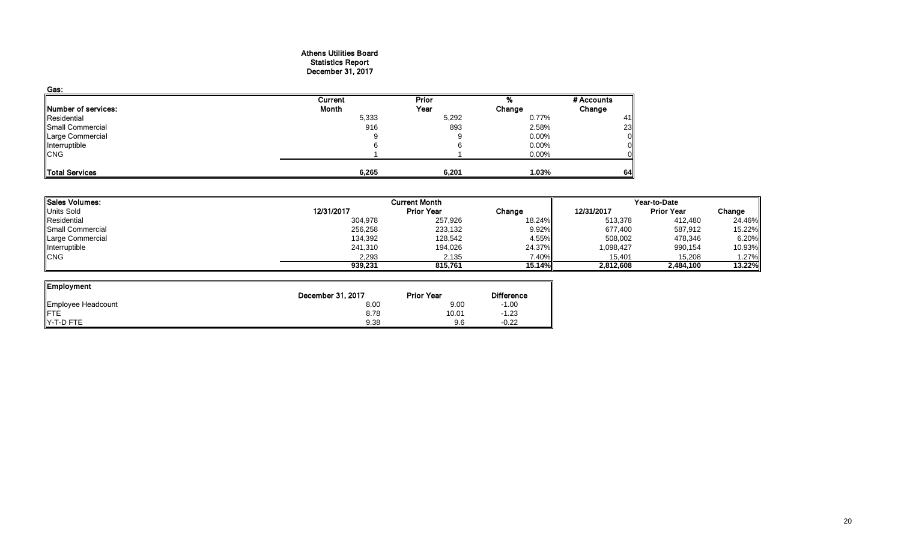# Athens Utilities Board
## Statistics Report
## December 31, 2017

**Gas:**

| Number of services: | Current Month | Prior Year | % Change | # Accounts Change |
|---|---|---|---|---|
| Residential | 5,333 | 5,292 | 0.77% | 41 |
| Small Commercial | 916 | 893 | 2.58% | 23 |
| Large Commercial | 9 | 9 | 0.00% | 0 |
| Interruptible | 6 | 6 | 0.00% | 0 |
| CNG | 1 | 1 | 0.00% | 0 |
| **Total Services** | **6,265** | **6,201** | **1.03%** | **64** |

| Sales Volumes: | Current Month | | | Year-to-Date | | |
|---|---|---|---|---|---|---|
| Units Sold | 12/31/2017 | Prior Year | Change | 12/31/2017 | Prior Year | Change |
| Residential | 304,978 | 257,926 | 18.24% | 513,378 | 412,480 | 24.46% |
| Small Commercial | 256,258 | 233,132 | 9.92% | 677,400 | 587,912 | 15.22% |
| Large Commercial | 134,392 | 128,542 | 4.55% | 508,002 | 478,346 | 6.20% |
| Interruptible | 241,310 | 194,026 | 24.37% | 1,098,427 | 990,154 | 10.93% |
| CNG | 2,293 | 2,135 | 7.40% | 15,401 | 15,208 | 1.27% |
| | **939,231** | **815,761** | **15.14%** | **2,812,608** | **2,484,100** | **13.22%** |

| Employment | December 31, 2017 | Prior Year | Difference |
|---|---|---|---|
| Employee Headcount | 8.00 | 9.00 | -1.00 |
| FTE | 8.78 | 10.01 | -1.23 |
| Y-T-D FTE | 9.38 | 9.6 | -0.22 |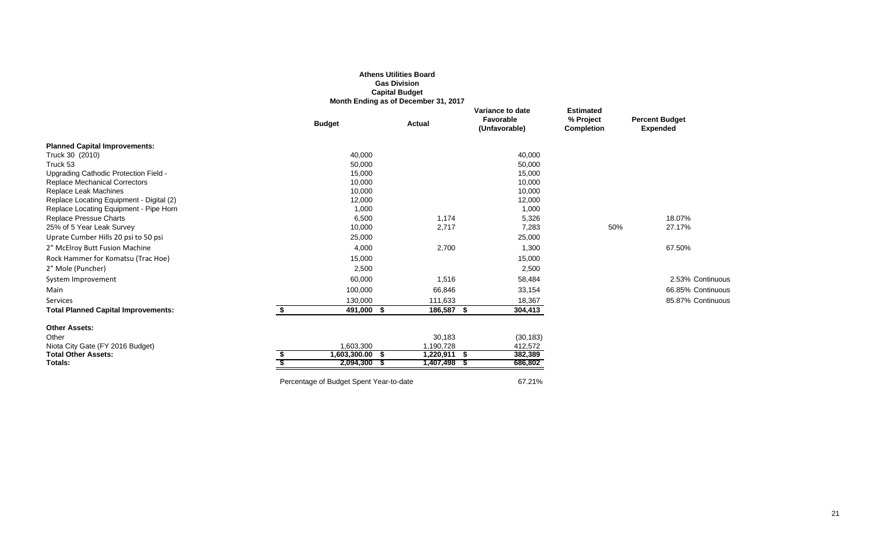**Athens Utilities Board**
**Gas Division**
**Capital Budget**
**Month Ending as of December 31, 2017**

| | Budget | Actual | Variance to date Favorable (Unfavorable) | Estimated % Project Completion | Percent Budget Expended |
|---|---|---|---|---|---|
| **Planned Capital Improvements:** | | | | | |
| Truck 30 (2010) | 40,000 | | 40,000 | | |
| Truck 53 | 50,000 | | 50,000 | | |
| Upgrading Cathodic Protection Field - | 15,000 | | 15,000 | | |
| Replace Mechanical Correctors | 10,000 | | 10,000 | | |
| Replace Leak Machines | 10,000 | | 10,000 | | |
| Replace Locating Equipment - Digital (2) | 12,000 | | 12,000 | | |
| Replace Locating Equipment - Pipe Horn | 1,000 | | 1,000 | | |
| Replace Pressue Charts | 6,500 | 1,174 | 5,326 | | 18.07% |
| 25% of 5 Year Leak Survey | 10,000 | 2,717 | 7,283 | 50% | 27.17% |
| Uprate Cumber Hills 20 psi to 50 psi | 25,000 | | 25,000 | | |
| 2" McElroy Butt Fusion Machine | 4,000 | 2,700 | 1,300 | | 67.50% |
| Rock Hammer for Komatsu (Trac Hoe) | 15,000 | | 15,000 | | |
| 2" Mole (Puncher) | 2,500 | | 2,500 | | |
| System Improvement | 60,000 | 1,516 | 58,484 | | 2.53% Continuous |
| Main | 100,000 | 66,846 | 33,154 | | 66.85% Continuous |
| Services | 130,000 | 111,633 | 18,367 | | 85.87% Continuous |
| **Total Planned Capital Improvements:** | **$ 491,000** | **$ 186,587** | **$ 304,413** | | |
| **Other Assets:** | | | | | |
| Other | | 30,183 | (30,183) | | |
| Niota City Gate (FY 2016 Budget) | 1,603,300 | 1,190,728 | 412,572 | | |
| **Total Other Assets:** | **$ 1,603,300.00** | **$ 1,220,911** | **$ 382,389** | | |
| **Totals:** | **$ 2,094,300** | **$ 1,407,498** | **$ 686,802** | | |

Percentage of Budget Spent Year-to-date 67.21%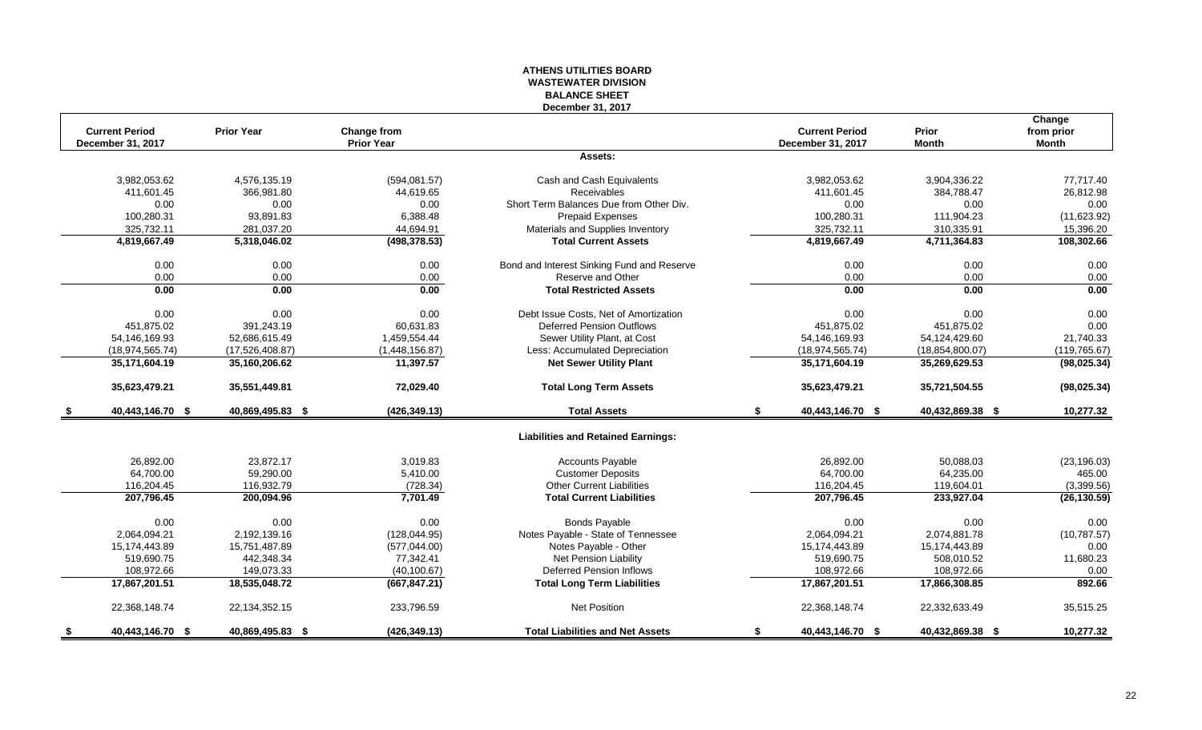# ATHENS UTILITIES BOARD
## WASTEWATER DIVISION
### BALANCE SHEET
### December 31, 2017

| Current Period December 31, 2017 | Prior Year | Change from Prior Year | | Current Period December 31, 2017 | Prior Month | Change from prior Month |
|---|---|---|---|---|---|---|
| | | | **Assets:** | | | |
| 3,982,053.62 | 4,576,135.19 | (594,081.57) | Cash and Cash Equivalents | 3,982,053.62 | 3,904,336.22 | 77,717.40 |
| 411,601.45 | 366,981.80 | 44,619.65 | Receivables | 411,601.45 | 384,788.47 | 26,812.98 |
| 0.00 | 0.00 | 0.00 | Short Term Balances Due from Other Div. | 0.00 | 0.00 | 0.00 |
| 100,280.31 | 93,891.83 | 6,388.48 | Prepaid Expenses | 100,280.31 | 111,904.23 | (11,623.92) |
| 325,732.11 | 281,037.20 | 44,694.91 | Materials and Supplies Inventory | 325,732.11 | 310,335.91 | 15,396.20 |
| **4,819,667.49** | **5,318,046.02** | **(498,378.53)** | **Total Current Assets** | **4,819,667.49** | **4,711,364.83** | **108,302.66** |
| 0.00 | 0.00 | 0.00 | Bond and Interest Sinking Fund and Reserve | 0.00 | 0.00 | 0.00 |
| 0.00 | 0.00 | 0.00 | Reserve and Other | 0.00 | 0.00 | 0.00 |
| **0.00** | **0.00** | **0.00** | **Total Restricted Assets** | **0.00** | **0.00** | **0.00** |
| 0.00 | 0.00 | 0.00 | Debt Issue Costs, Net of Amortization | 0.00 | 0.00 | 0.00 |
| 451,875.02 | 391,243.19 | 60,631.83 | Deferred Pension Outflows | 451,875.02 | 451,875.02 | 0.00 |
| 54,146,169.93 | 52,686,615.49 | 1,459,554.44 | Sewer Utility Plant, at Cost | 54,146,169.93 | 54,124,429.60 | 21,740.33 |
| (18,974,565.74) | (17,526,408.87) | (1,448,156.87) | Less: Accumulated Depreciation | (18,974,565.74) | (18,854,800.07) | (119,765.67) |
| **35,171,604.19** | **35,160,206.62** | **11,397.57** | **Net Sewer Utility Plant** | **35,171,604.19** | **35,269,629.53** | **(98,025.34)** |
| **35,623,479.21** | **35,551,449.81** | **72,029.40** | **Total Long Term Assets** | **35,623,479.21** | **35,721,504.55** | **(98,025.34)** |
| **$ 40,443,146.70** | **$ 40,869,495.83** | **$ (426,349.13)** | **Total Assets** | **$ 40,443,146.70** | **$ 40,432,869.38** | **$ 10,277.32** |
| | | | **Liabilities and Retained Earnings:** | | | |
| 26,892.00 | 23,872.17 | 3,019.83 | Accounts Payable | 26,892.00 | 50,088.03 | (23,196.03) |
| 64,700.00 | 59,290.00 | 5,410.00 | Customer Deposits | 64,700.00 | 64,235.00 | 465.00 |
| 116,204.45 | 116,932.79 | (728.34) | Other Current Liabilities | 116,204.45 | 119,604.01 | (3,399.56) |
| **207,796.45** | **200,094.96** | **7,701.49** | **Total Current Liabilities** | **207,796.45** | **233,927.04** | **(26,130.59)** |
| 0.00 | 0.00 | 0.00 | Bonds Payable | 0.00 | 0.00 | 0.00 |
| 2,064,094.21 | 2,192,139.16 | (128,044.95) | Notes Payable - State of Tennessee | 2,064,094.21 | 2,074,881.78 | (10,787.57) |
| 15,174,443.89 | 15,751,487.89 | (577,044.00) | Notes Payable - Other | 15,174,443.89 | 15,174,443.89 | 0.00 |
| 519,690.75 | 442,348.34 | 77,342.41 | Net Pension Liability | 519,690.75 | 508,010.52 | 11,680.23 |
| 108,972.66 | 149,073.33 | (40,100.67) | Deferred Pension Inflows | 108,972.66 | 108,972.66 | 0.00 |
| **17,867,201.51** | **18,535,048.72** | **(667,847.21)** | **Total Long Term Liabilities** | **17,867,201.51** | **17,866,308.85** | **892.66** |
| 22,368,148.74 | 22,134,352.15 | 233,796.59 | Net Position | 22,368,148.74 | 22,332,633.49 | 35,515.25 |
| **$ 40,443,146.70** | **$ 40,869,495.83** | **$ (426,349.13)** | **Total Liabilities and Net Assets** | **$ 40,443,146.70** | **$ 40,432,869.38** | **$ 10,277.32** |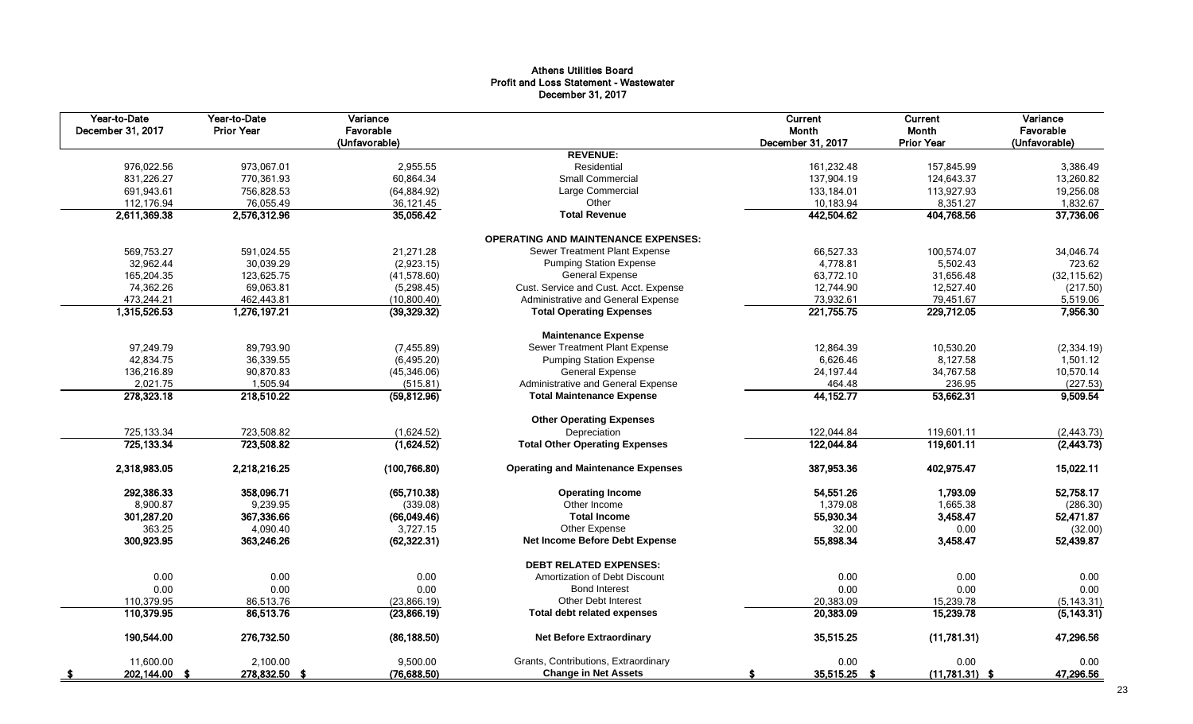# Athens Utilities Board
## Profit and Loss Statement - Wastewater
### December 31, 2017

| Year-to-Date December 31, 2017 | Year-to-Date Prior Year | Variance Favorable (Unfavorable) | | Current Month December 31, 2017 | Current Month Prior Year | Variance Favorable (Unfavorable) |
|---|---|---|---|---|---|---|
| | | | **REVENUE:** | | | |
| 976,022.56 | 973,067.01 | 2,955.55 | Residential | 161,232.48 | 157,845.99 | 3,386.49 |
| 831,226.27 | 770,361.93 | 60,864.34 | Small Commercial | 137,904.19 | 124,643.37 | 13,260.82 |
| 691,943.61 | 756,828.53 | (64,884.92) | Large Commercial | 133,184.01 | 113,927.93 | 19,256.08 |
| 112,176.94 | 76,055.49 | 36,121.45 | Other | 10,183.94 | 8,351.27 | 1,832.67 |
| **2,611,369.38** | **2,576,312.96** | **35,056.42** | **Total Revenue** | **442,504.62** | **404,768.56** | **37,736.06** |
| | | | **OPERATING AND MAINTENANCE EXPENSES:** | | | |
| 569,753.27 | 591,024.55 | 21,271.28 | Sewer Treatment Plant Expense | 66,527.33 | 100,574.07 | 34,046.74 |
| 32,962.44 | 30,039.29 | (2,923.15) | Pumping Station Expense | 4,778.81 | 5,502.43 | 723.62 |
| 165,204.35 | 123,625.75 | (41,578.60) | General Expense | 63,772.10 | 31,656.48 | (32,115.62) |
| 74,362.26 | 69,063.81 | (5,298.45) | Cust. Service and Cust. Acct. Expense | 12,744.90 | 12,527.40 | (217.50) |
| 473,244.21 | 462,443.81 | (10,800.40) | Administrative and General Expense | 73,932.61 | 79,451.67 | 5,519.06 |
| **1,315,526.53** | **1,276,197.21** | **(39,329.32)** | **Total Operating Expenses** | **221,755.75** | **229,712.05** | **7,956.30** |
| | | | **Maintenance Expense** | | | |
| 97,249.79 | 89,793.90 | (7,455.89) | Sewer Treatment Plant Expense | 12,864.39 | 10,530.20 | (2,334.19) |
| 42,834.75 | 36,339.55 | (6,495.20) | Pumping Station Expense | 6,626.46 | 8,127.58 | 1,501.12 |
| 136,216.89 | 90,870.83 | (45,346.06) | General Expense | 24,197.44 | 34,767.58 | 10,570.14 |
| 2,021.75 | 1,505.94 | (515.81) | Administrative and General Expense | 464.48 | 236.95 | (227.53) |
| **278,323.18** | **218,510.22** | **(59,812.96)** | **Total Maintenance Expense** | **44,152.77** | **53,662.31** | **9,509.54** |
| | | | **Other Operating Expenses** | | | |
| 725,133.34 | 723,508.82 | (1,624.52) | Depreciation | 122,044.84 | 119,601.11 | (2,443.73) |
| **725,133.34** | **723,508.82** | **(1,624.52)** | **Total Other Operating Expenses** | **122,044.84** | **119,601.11** | **(2,443.73)** |
| **2,318,983.05** | **2,218,216.25** | **(100,766.80)** | **Operating and Maintenance Expenses** | **387,953.36** | **402,975.47** | **15,022.11** |
| **292,386.33** | **358,096.71** | **(65,710.38)** | **Operating Income** | **54,551.26** | **1,793.09** | **52,758.17** |
| 8,900.87 | 9,239.95 | (339.08) | Other Income | 1,379.08 | 1,665.38 | (286.30) |
| **301,287.20** | **367,336.66** | **(66,049.46)** | **Total Income** | **55,930.34** | **3,458.47** | **52,471.87** |
| 363.25 | 4,090.40 | 3,727.15 | Other Expense | 32.00 | 0.00 | (32.00) |
| **300,923.95** | **363,246.26** | **(62,322.31)** | **Net Income Before Debt Expense** | **55,898.34** | **3,458.47** | **52,439.87** |
| | | | **DEBT RELATED EXPENSES:** | | | |
| 0.00 | 0.00 | 0.00 | Amortization of Debt Discount | 0.00 | 0.00 | 0.00 |
| 0.00 | 0.00 | 0.00 | Bond Interest | 0.00 | 0.00 | 0.00 |
| 110,379.95 | 86,513.76 | (23,866.19) | Other Debt Interest | 20,383.09 | 15,239.78 | (5,143.31) |
| **110,379.95** | **86,513.76** | **(23,866.19)** | **Total debt related expenses** | **20,383.09** | **15,239.78** | **(5,143.31)** |
| **190,544.00** | **276,732.50** | **(86,188.50)** | **Net Before Extraordinary** | **35,515.25** | **(11,781.31)** | **47,296.56** |
| 11,600.00 | 2,100.00 | 9,500.00 | Grants, Contributions, Extraordinary | 0.00 | 0.00 | 0.00 |
| **$ 202,144.00** | **$ 278,832.50** | **$ (76,688.50)** | **Change in Net Assets** | **$ 35,515.25** | **$ (11,781.31)** | **$ 47,296.56** |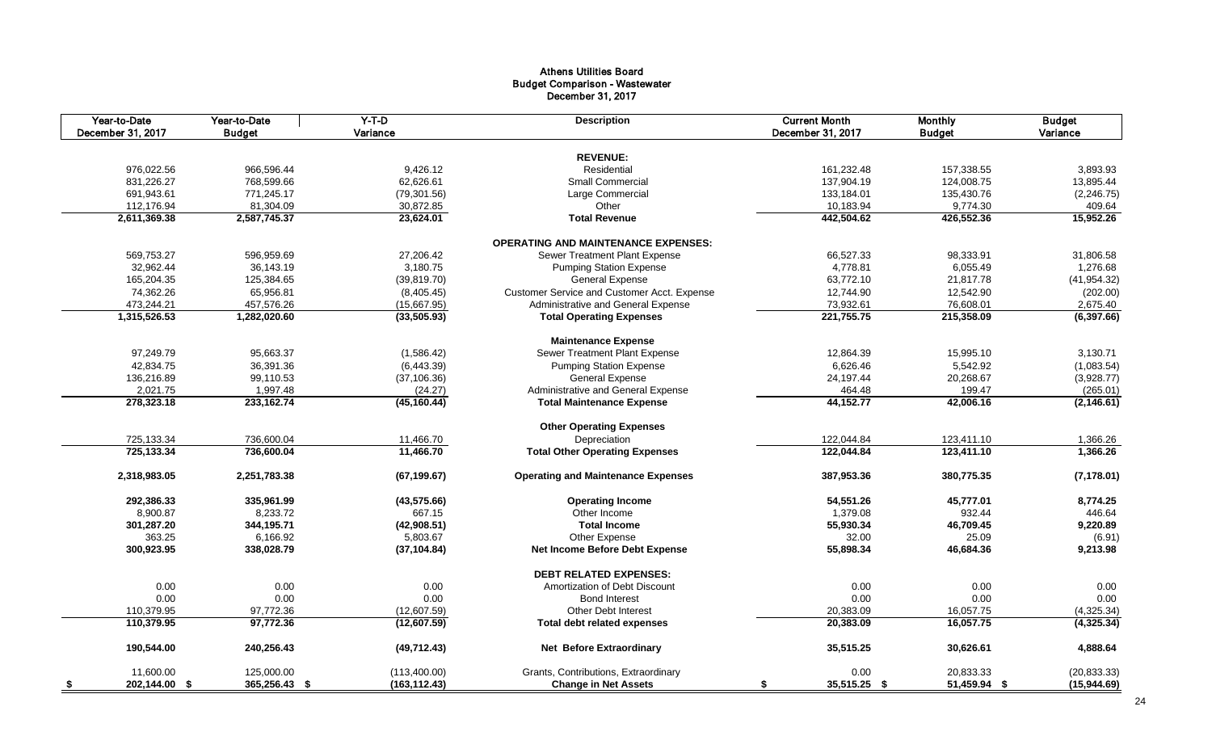# Athens Utilities Board
## Budget Comparison - Wastewater
### December 31, 2017

| Year-to-Date December 31, 2017 | Year-to-Date Budget | Y-T-D Variance | Description | Current Month December 31, 2017 | Monthly Budget | Budget Variance |
|---|---|---|---|---|---|---|
| | | | **REVENUE:** | | | |
| 976,022.56 | 966,596.44 | 9,426.12 | Residential | 161,232.48 | 157,338.55 | 3,893.93 |
| 831,226.27 | 768,599.66 | 62,626.61 | Small Commercial | 137,904.19 | 124,008.75 | 13,895.44 |
| 691,943.61 | 771,245.17 | (79,301.56) | Large Commercial | 133,184.01 | 135,430.76 | (2,246.75) |
| 112,176.94 | 81,304.09 | 30,872.85 | Other | 10,183.94 | 9,774.30 | 409.64 |
| **2,611,369.38** | **2,587,745.37** | **23,624.01** | **Total Revenue** | **442,504.62** | **426,552.36** | **15,952.26** |
| | | | **OPERATING AND MAINTENANCE EXPENSES:** | | | |
| 569,753.27 | 596,959.69 | 27,206.42 | Sewer Treatment Plant Expense | 66,527.33 | 98,333.91 | 31,806.58 |
| 32,962.44 | 36,143.19 | 3,180.75 | Pumping Station Expense | 4,778.81 | 6,055.49 | 1,276.68 |
| 165,204.35 | 125,384.65 | (39,819.70) | General Expense | 63,772.10 | 21,817.78 | (41,954.32) |
| 74,362.26 | 65,956.81 | (8,405.45) | Customer Service and Customer Acct. Expense | 12,744.90 | 12,542.90 | (202.00) |
| 473,244.21 | 457,576.26 | (15,667.95) | Administrative and General Expense | 73,932.61 | 76,608.01 | 2,675.40 |
| **1,315,526.53** | **1,282,020.60** | **(33,505.93)** | **Total Operating Expenses** | **221,755.75** | **215,358.09** | **(6,397.66)** |
| | | | **Maintenance Expense** | | | |
| 97,249.79 | 95,663.37 | (1,586.42) | Sewer Treatment Plant Expense | 12,864.39 | 15,995.10 | 3,130.71 |
| 42,834.75 | 36,391.36 | (6,443.39) | Pumping Station Expense | 6,626.46 | 5,542.92 | (1,083.54) |
| 136,216.89 | 99,110.53 | (37,106.36) | General Expense | 24,197.44 | 20,268.67 | (3,928.77) |
| 2,021.75 | 1,997.48 | (24.27) | Administrative and General Expense | 464.48 | 199.47 | (265.01) |
| **278,323.18** | **233,162.74** | **(45,160.44)** | **Total Maintenance Expense** | **44,152.77** | **42,006.16** | **(2,146.61)** |
| | | | **Other Operating Expenses** | | | |
| 725,133.34 | 736,600.04 | 11,466.70 | Depreciation | 122,044.84 | 123,411.10 | 1,366.26 |
| **725,133.34** | **736,600.04** | **11,466.70** | **Total Other Operating Expenses** | **122,044.84** | **123,411.10** | **1,366.26** |
| **2,318,983.05** | **2,251,783.38** | **(67,199.67)** | **Operating and Maintenance Expenses** | **387,953.36** | **380,775.35** | **(7,178.01)** |
| **292,386.33** | **335,961.99** | **(43,575.66)** | **Operating Income** | **54,551.26** | **45,777.01** | **8,774.25** |
| 8,900.87 | 8,233.72 | 667.15 | Other Income | 1,379.08 | 932.44 | 446.64 |
| **301,287.20** | **344,195.71** | **(42,908.51)** | **Total Income** | **55,930.34** | **46,709.45** | **9,220.89** |
| 363.25 | 6,166.92 | 5,803.67 | Other Expense | 32.00 | 25.09 | (6.91) |
| **300,923.95** | **338,028.79** | **(37,104.84)** | **Net Income Before Debt Expense** | **55,898.34** | **46,684.36** | **9,213.98** |
| | | | **DEBT RELATED EXPENSES:** | | | |
| 0.00 | 0.00 | 0.00 | Amortization of Debt Discount | 0.00 | 0.00 | 0.00 |
| 0.00 | 0.00 | 0.00 | Bond Interest | 0.00 | 0.00 | 0.00 |
| 110,379.95 | 97,772.36 | (12,607.59) | Other Debt Interest | 20,383.09 | 16,057.75 | (4,325.34) |
| **110,379.95** | **97,772.36** | **(12,607.59)** | **Total debt related expenses** | **20,383.09** | **16,057.75** | **(4,325.34)** |
| **190,544.00** | **240,256.43** | **(49,712.43)** | **Net Before Extraordinary** | **35,515.25** | **30,626.61** | **4,888.64** |
| 11,600.00 | 125,000.00 | (113,400.00) | Grants, Contributions, Extraordinary | 0.00 | 20,833.33 | (20,833.33) |
| **$ 202,144.00** | **$ 365,256.43** | **$ (163,112.43)** | **Change in Net Assets** | **$ 35,515.25** | **$ 51,459.94** | **$ (15,944.69)** |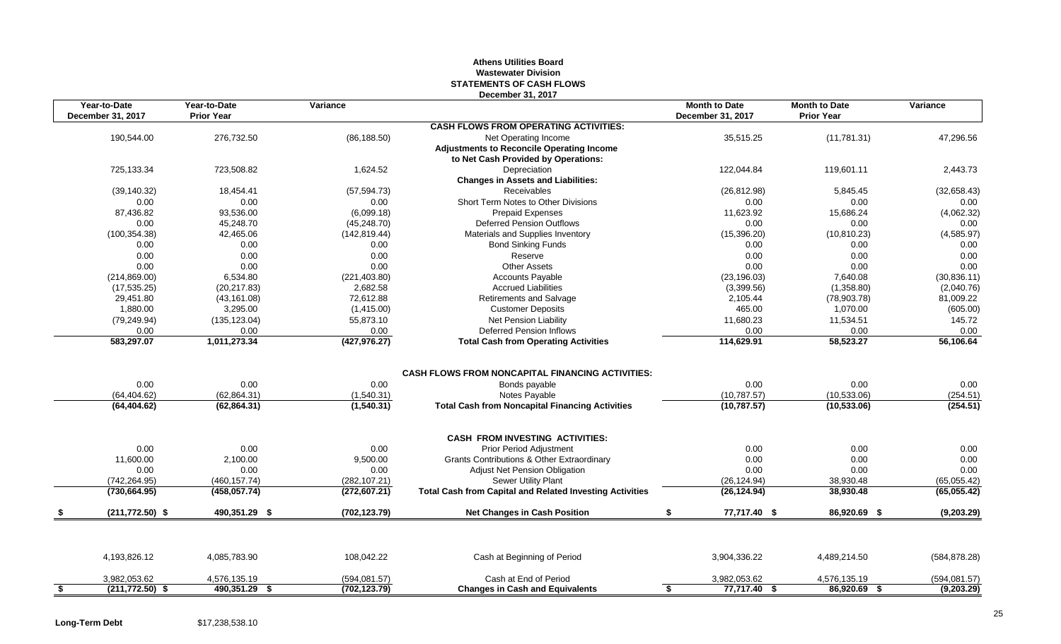# Athens Utilities Board
## Wastewater Division
## STATEMENTS OF CASH FLOWS
### December 31, 2017

| Year-to-Date December 31, 2017 | Year-to-Date Prior Year | Variance | | Month to Date December 31, 2017 | Month to Date Prior Year | Variance |
|---|---|---|---|---|---|---|
| | | | **CASH FLOWS FROM OPERATING ACTIVITIES:** | | | |
| 190,544.00 | 276,732.50 | (86,188.50) | Net Operating Income | 35,515.25 | (11,781.31) | 47,296.56 |
| | | | **Adjustments to Reconcile Operating Income to Net Cash Provided by Operations:** | | | |
| 725,133.34 | 723,508.82 | 1,624.52 | Depreciation | 122,044.84 | 119,601.11 | 2,443.73 |
| | | | **Changes in Assets and Liabilities:** | | | |
| (39,140.32) | 18,454.41 | (57,594.73) | Receivables | (26,812.98) | 5,845.45 | (32,658.43) |
| 0.00 | 0.00 | 0.00 | Short Term Notes to Other Divisions | 0.00 | 0.00 | 0.00 |
| 87,436.82 | 93,536.00 | (6,099.18) | Prepaid Expenses | 11,623.92 | 15,686.24 | (4,062.32) |
| 0.00 | 45,248.70 | (45,248.70) | Deferred Pension Outflows | 0.00 | 0.00 | 0.00 |
| (100,354.38) | 42,465.06 | (142,819.44) | Materials and Supplies Inventory | (15,396.20) | (10,810.23) | (4,585.97) |
| 0.00 | 0.00 | 0.00 | Bond Sinking Funds | 0.00 | 0.00 | 0.00 |
| 0.00 | 0.00 | 0.00 | Reserve | 0.00 | 0.00 | 0.00 |
| 0.00 | 0.00 | 0.00 | Other Assets | 0.00 | 0.00 | 0.00 |
| (214,869.00) | 6,534.80 | (221,403.80) | Accounts Payable | (23,196.03) | 7,640.08 | (30,836.11) |
| (17,535.25) | (20,217.83) | 2,682.58 | Accrued Liabilities | (3,399.56) | (1,358.80) | (2,040.76) |
| 29,451.80 | (43,161.08) | 72,612.88 | Retirements and Salvage | 2,105.44 | (78,903.78) | 81,009.22 |
| 1,880.00 | 3,295.00 | (1,415.00) | Customer Deposits | 465.00 | 1,070.00 | (605.00) |
| (79,249.94) | (135,123.04) | 55,873.10 | Net Pension Liability | 11,680.23 | 11,534.51 | 145.72 |
| 0.00 | 0.00 | 0.00 | Deferred Pension Inflows | 0.00 | 0.00 | 0.00 |
| **583,297.07** | **1,011,273.34** | **(427,976.27)** | **Total Cash from Operating Activities** | **114,629.91** | **58,523.27** | **56,106.64** |
| | | | **CASH FLOWS FROM NONCAPITAL FINANCING ACTIVITIES:** | | | |
| 0.00 | 0.00 | 0.00 | Bonds payable | 0.00 | 0.00 | 0.00 |
| (64,404.62) | (62,864.31) | (1,540.31) | Notes Payable | (10,787.57) | (10,533.06) | (254.51) |
| **(64,404.62)** | **(62,864.31)** | **(1,540.31)** | **Total Cash from Noncapital Financing Activities** | **(10,787.57)** | **(10,533.06)** | **(254.51)** |
| | | | **CASH FROM INVESTING ACTIVITIES:** | | | |
| 0.00 | 0.00 | 0.00 | Prior Period Adjustment | 0.00 | 0.00 | 0.00 |
| 11,600.00 | 2,100.00 | 9,500.00 | Grants Contributions & Other Extraordinary | 0.00 | 0.00 | 0.00 |
| 0.00 | 0.00 | 0.00 | Adjust Net Pension Obligation | 0.00 | 0.00 | 0.00 |
| (742,264.95) | (460,157.74) | (282,107.21) | Sewer Utility Plant | (26,124.94) | 38,930.48 | (65,055.42) |
| **(730,664.95)** | **(458,057.74)** | **(272,607.21)** | **Total Cash from Capital and Related Investing Activities** | **(26,124.94)** | **38,930.48** | **(65,055.42)** |
| **$ (211,772.50)** | **$ 490,351.29** | **$ (702,123.79)** | **Net Changes in Cash Position** | **$ 77,717.40** | **$ 86,920.69** | **$ (9,203.29)** |
| 4,193,826.12 | 4,085,783.90 | 108,042.22 | Cash at Beginning of Period | 3,904,336.22 | 4,489,214.50 | (584,878.28) |
| 3,982,053.62 | 4,576,135.19 | (594,081.57) | Cash at End of Period | 3,982,053.62 | 4,576,135.19 | (594,081.57) |
| **$ (211,772.50)** | **$ 490,351.29** | **$ (702,123.79)** | **Changes in Cash and Equivalents** | **$ 77,717.40** | **$ 86,920.69** | **$ (9,203.29)** |

**Long-Term Debt** $17,238,538.10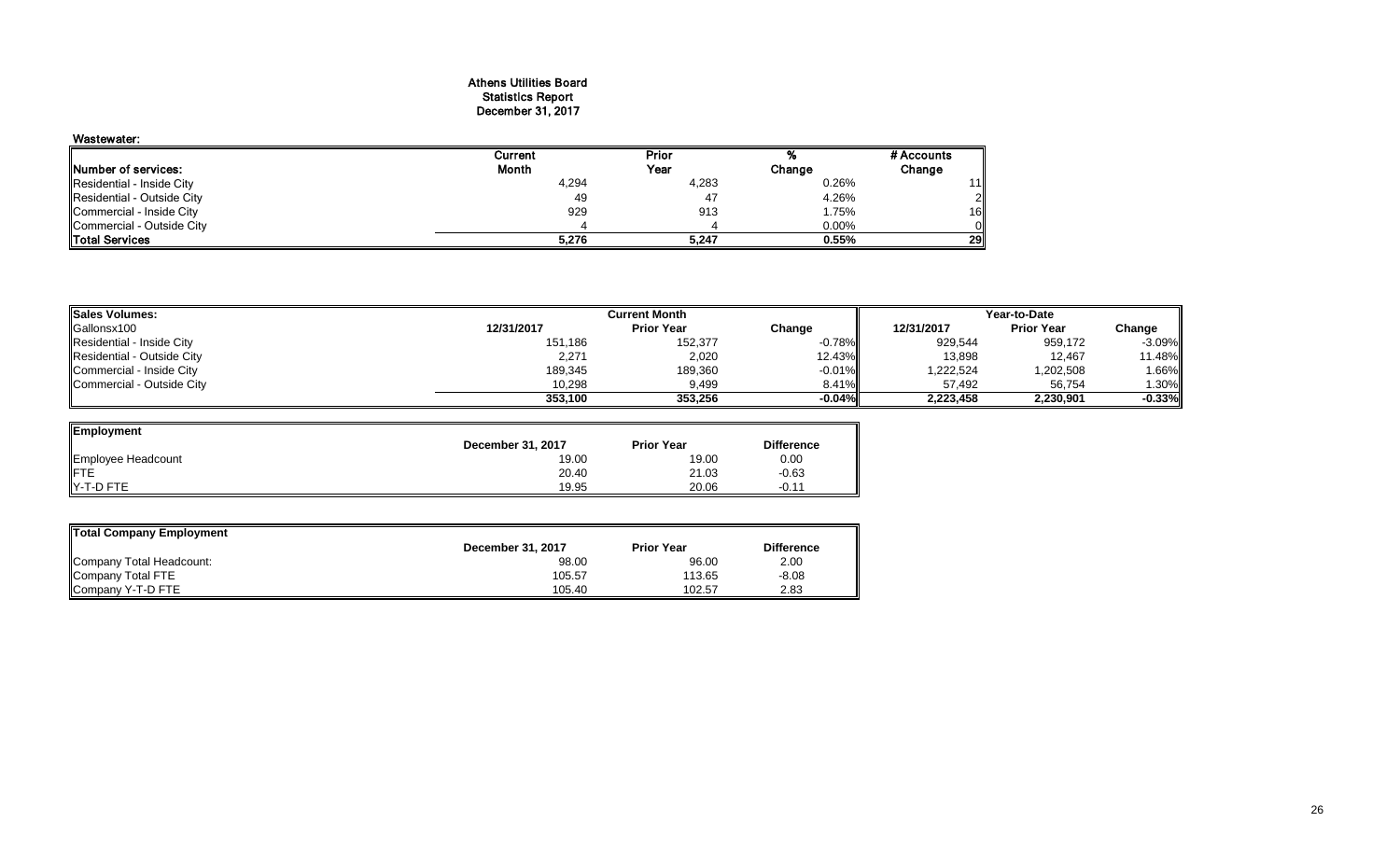# Athens Utilities Board
## Statistics Report
## December 31, 2017

**Wastewater:**

| Number of services: | Current Month | Prior Year | % Change | # Accounts Change |
|---|---|---|---|---|
| Residential - Inside City | 4,294 | 4,283 | 0.26% | 11 |
| Residential - Outside City | 49 | 47 | 4.26% | 2 |
| Commercial - Inside City | 929 | 913 | 1.75% | 16 |
| Commercial - Outside City | 4 | 4 | 0.00% | 0 |
| **Total Services** | **5,276** | **5,247** | **0.55%** | **29** |

| Sales Volumes: | Current Month | | | Year-to-Date | | |
|---|---|---|---|---|---|---|
| Gallonsx100 | 12/31/2017 | Prior Year | Change | 12/31/2017 | Prior Year | Change |
| Residential - Inside City | 151,186 | 152,377 | -0.78% | 929,544 | 959,172 | -3.09% |
| Residential - Outside City | 2,271 | 2,020 | 12.43% | 13,898 | 12,467 | 11.48% |
| Commercial - Inside City | 189,345 | 189,360 | -0.01% | 1,222,524 | 1,202,508 | 1.66% |
| Commercial - Outside City | 10,298 | 9,499 | 8.41% | 57,492 | 56,754 | 1.30% |
| | **353,100** | **353,256** | **-0.04%** | **2,223,458** | **2,230,901** | **-0.33%** |

| Employment | December 31, 2017 | Prior Year | Difference |
|---|---|---|---|
| Employee Headcount | 19.00 | 19.00 | 0.00 |
| FTE | 20.40 | 21.03 | -0.63 |
| Y-T-D FTE | 19.95 | 20.06 | -0.11 |

| Total Company Employment | December 31, 2017 | Prior Year | Difference |
|---|---|---|---|
| Company Total Headcount: | 98.00 | 96.00 | 2.00 |
| Company Total FTE | 105.57 | 113.65 | -8.08 |
| Company Y-T-D FTE | 105.40 | 102.57 | 2.83 |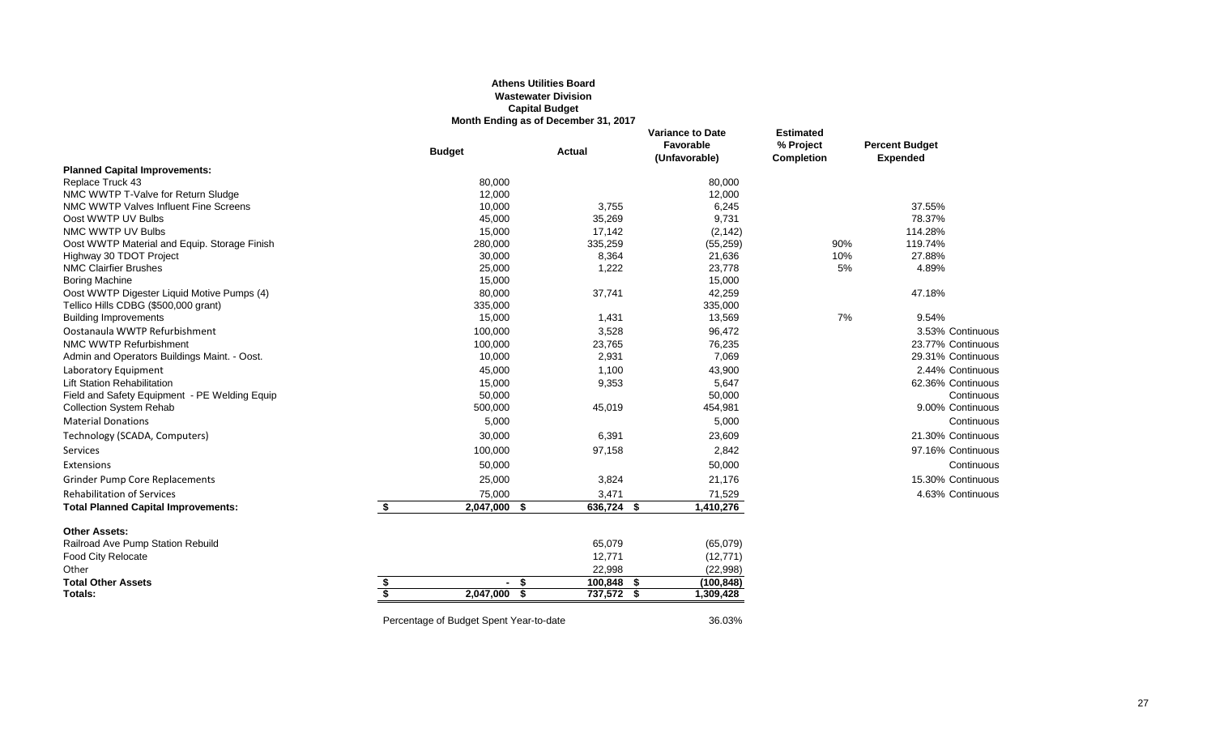**Athens Utilities Board**
**Wastewater Division**
**Capital Budget**
**Month Ending as of December 31, 2017**

| | Budget | Actual | Variance to Date Favorable (Unfavorable) | Estimated % Project Completion | Percent Budget Expended | |
|---|---|---|---|---|---|---|
| **Planned Capital Improvements:** | | | | | | |
| Replace Truck 43 | 80,000 | | 80,000 | | | |
| NMC WWTP T-Valve for Return Sludge | 12,000 | | 12,000 | | | |
| NMC WWTP Valves Influent Fine Screens | 10,000 | 3,755 | 6,245 | | 37.55% | |
| Oost WWTP UV Bulbs | 45,000 | 35,269 | 9,731 | | 78.37% | |
| NMC WWTP UV Bulbs | 15,000 | 17,142 | (2,142) | | 114.28% | |
| Oost WWTP Material and Equip. Storage Finish | 280,000 | 335,259 | (55,259) | 90% | 119.74% | |
| Highway 30 TDOT Project | 30,000 | 8,364 | 21,636 | 10% | 27.88% | |
| NMC Clairfier Brushes | 25,000 | 1,222 | 23,778 | 5% | 4.89% | |
| Boring Machine | 15,000 | | 15,000 | | | |
| Oost WWTP Digester Liquid Motive Pumps (4) | 80,000 | 37,741 | 42,259 | | 47.18% | |
| Tellico Hills CDBG ($500,000 grant) | 335,000 | | 335,000 | | | |
| Building Improvements | 15,000 | 1,431 | 13,569 | 7% | 9.54% | |
| Oostanaula WWTP Refurbishment | 100,000 | 3,528 | 96,472 | | 3.53% | Continuous |
| NMC WWTP Refurbishment | 100,000 | 23,765 | 76,235 | | 23.77% | Continuous |
| Admin and Operators Buildings Maint. - Oost. | 10,000 | 2,931 | 7,069 | | 29.31% | Continuous |
| Laboratory Equipment | 45,000 | 1,100 | 43,900 | | 2.44% | Continuous |
| Lift Station Rehabilitation | 15,000 | 9,353 | 5,647 | | 62.36% | Continuous |
| Field and Safety Equipment - PE Welding Equip | 50,000 | | 50,000 | | | Continuous |
| Collection System Rehab | 500,000 | 45,019 | 454,981 | | 9.00% | Continuous |
| Material Donations | 5,000 | | 5,000 | | | Continuous |
| Technology (SCADA, Computers) | 30,000 | 6,391 | 23,609 | | 21.30% | Continuous |
| Services | 100,000 | 97,158 | 2,842 | | 97.16% | Continuous |
| Extensions | 50,000 | | 50,000 | | | Continuous |
| Grinder Pump Core Replacements | 25,000 | 3,824 | 21,176 | | 15.30% | Continuous |
| Rehabilitation of Services | 75,000 | 3,471 | 71,529 | | 4.63% | Continuous |
| **Total Planned Capital Improvements:** | **$ 2,047,000** | **$ 636,724** | **$ 1,410,276** | | | |
| **Other Assets:** | | | | | | |
| Railroad Ave Pump Station Rebuild | | 65,079 | (65,079) | | | |
| Food City Relocate | | 12,771 | (12,771) | | | |
| Other | | 22,998 | (22,998) | | | |
| **Total Other Assets** | **$ -** | **$ 100,848** | **$ (100,848)** | | | |
| **Totals:** | **$ 2,047,000** | **$ 737,572** | **$ 1,309,428** | | | |

Percentage of Budget Spent Year-to-date 36.03%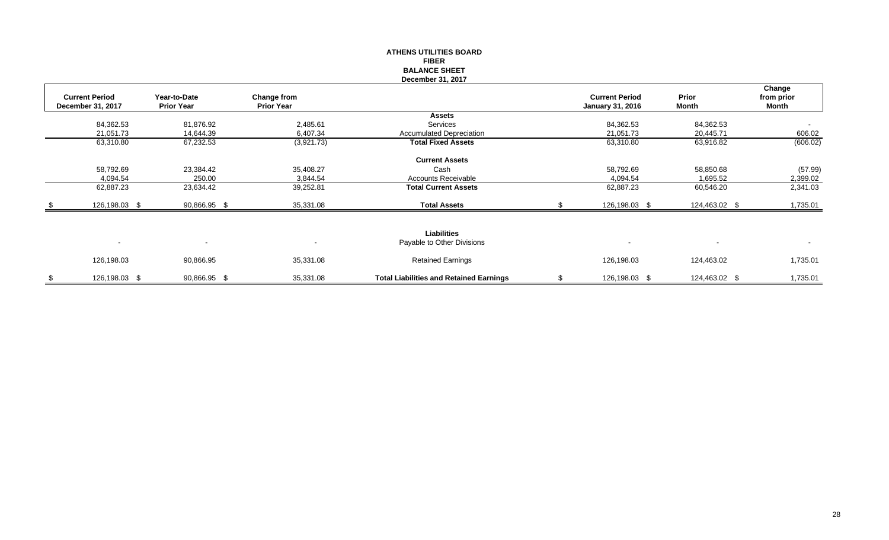**ATHENS UTILITIES BOARD**
**FIBER**
**BALANCE SHEET**
**December 31, 2017**

| Current Period December 31, 2017 | Year-to-Date Prior Year | Change from Prior Year | | Current Period January 31, 2016 | Prior Month | Change from prior Month |
|---|---|---|---|---|---|---|
| | | | **Assets** | | | |
| 84,362.53 | 81,876.92 | 2,485.61 | Services | 84,362.53 | 84,362.53 | - |
| 21,051.73 | 14,644.39 | 6,407.34 | Accumulated Depreciation | 21,051.73 | 20,445.71 | 606.02 |
| 63,310.80 | 67,232.53 | (3,921.73) | **Total Fixed Assets** | 63,310.80 | 63,916.82 | (606.02) |
| | | | **Current Assets** | | | |
| 58,792.69 | 23,384.42 | 35,408.27 | Cash | 58,792.69 | 58,850.68 | (57.99) |
| 4,094.54 | 250.00 | 3,844.54 | Accounts Receivable | 4,094.54 | 1,695.52 | 2,399.02 |
| 62,887.23 | 23,634.42 | 39,252.81 | **Total Current Assets** | 62,887.23 | 60,546.20 | 2,341.03 |
| $ 126,198.03 | $ 90,866.95 | $ 35,331.08 | **Total Assets** | $ 126,198.03 | $ 124,463.02 | $ 1,735.01 |
| | | | **Liabilities** | | | |
| - | - | - | Payable to Other Divisions | - | - | - |
| 126,198.03 | 90,866.95 | 35,331.08 | Retained Earnings | 126,198.03 | 124,463.02 | 1,735.01 |
| $ 126,198.03 | $ 90,866.95 | $ 35,331.08 | **Total Liabilities and Retained Earnings** | $ 126,198.03 | $ 124,463.02 | $ 1,735.01 |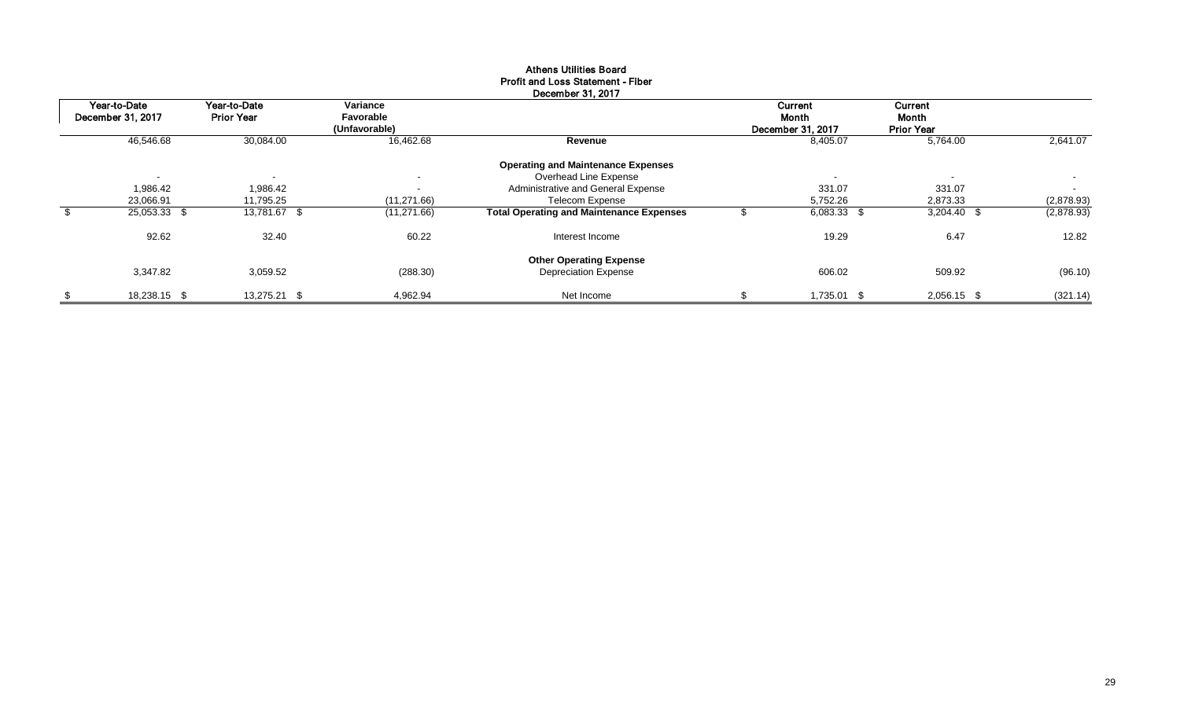**Athens Utilities Board**
**Profit and Loss Statement - Fiber**
**December 31, 2017**

| Year-to-Date December 31, 2017 | Year-to-Date Prior Year | Variance Favorable (Unfavorable) | | Current Month December 31, 2017 | Current Month Prior Year | |
|---|---|---|---|---|---|---|
| 46,546.68 | 30,084.00 | 16,462.68 | **Revenue** | 8,405.07 | 5,764.00 | 2,641.07 |
| | | | **Operating and Maintenance Expenses** | | | |
| - | - | - | Overhead Line Expense | - | - | - |
| 1,986.42 | 1,986.42 | - | Administrative and General Expense | 331.07 | 331.07 | - |
| 23,066.91 | 11,795.25 | (11,271.66) | Telecom Expense | 5,752.26 | 2,873.33 | (2,878.93) |
| $ 25,053.33 | $ 13,781.67 | $ (11,271.66) | **Total Operating and Maintenance Expenses** | $ 6,083.33 | $ 3,204.40 | $ (2,878.93) |
| 92.62 | 32.40 | 60.22 | Interest Income | 19.29 | 6.47 | 12.82 |
| | | | **Other Operating Expense** | | | |
| 3,347.82 | 3,059.52 | (288.30) | Depreciation Expense | 606.02 | 509.92 | (96.10) |
| $ 18,238.15 | $ 13,275.21 | $ 4,962.94 | Net Income | $ 1,735.01 | $ 2,056.15 | $ (321.14) |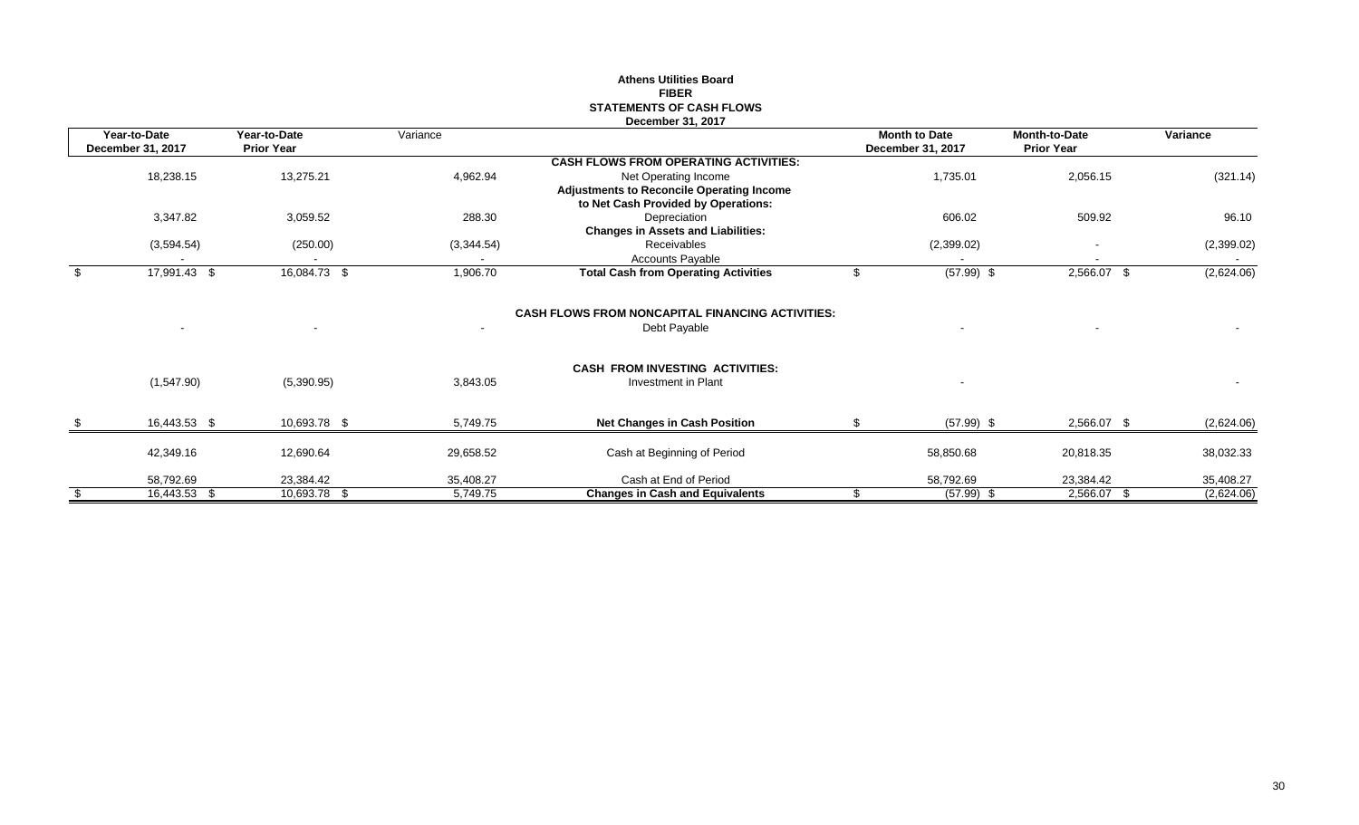**Athens Utilities Board**
**FIBER**
**STATEMENTS OF CASH FLOWS**
**December 31, 2017**

| Year-to-Date December 31, 2017 | Year-to-Date Prior Year | Variance | | Month to Date December 31, 2017 | Month-to-Date Prior Year | Variance |
|---|---|---|---|---|---|---|
| | | | **CASH FLOWS FROM OPERATING ACTIVITIES:** | | | |
| 18,238.15 | 13,275.21 | 4,962.94 | Net Operating Income | 1,735.01 | 2,056.15 | (321.14) |
| | | | **Adjustments to Reconcile Operating Income to Net Cash Provided by Operations:** | | | |
| 3,347.82 | 3,059.52 | 288.30 | Depreciation | 606.02 | 509.92 | 96.10 |
| | | | **Changes in Assets and Liabilities:** | | | |
| (3,594.54) | (250.00) | (3,344.54) | Receivables | (2,399.02) | - | (2,399.02) |
| - | - | - | Accounts Payable | - | - | - |
| $ 17,991.43 | $ 16,084.73 | $ 1,906.70 | **Total Cash from Operating Activities** | $ (57.99) | $ 2,566.07 | $ (2,624.06) |
| | | | **CASH FLOWS FROM NONCAPITAL FINANCING ACTIVITIES:** | | | |
| - | - | - | Debt Payable | - | - | - |
| | | | **CASH FROM INVESTING ACTIVITIES:** | | | |
| (1,547.90) | (5,390.95) | 3,843.05 | Investment in Plant | - | | - |
| $ 16,443.53 | $ 10,693.78 | $ 5,749.75 | **Net Changes in Cash Position** | $ (57.99) | $ 2,566.07 | $ (2,624.06) |
| 42,349.16 | 12,690.64 | 29,658.52 | Cash at Beginning of Period | 58,850.68 | 20,818.35 | 38,032.33 |
| 58,792.69 | 23,384.42 | 35,408.27 | Cash at End of Period | 58,792.69 | 23,384.42 | 35,408.27 |
| $ 16,443.53 | $ 10,693.78 | $ 5,749.75 | **Changes in Cash and Equivalents** | $ (57.99) | $ 2,566.07 | $ (2,624.06) |